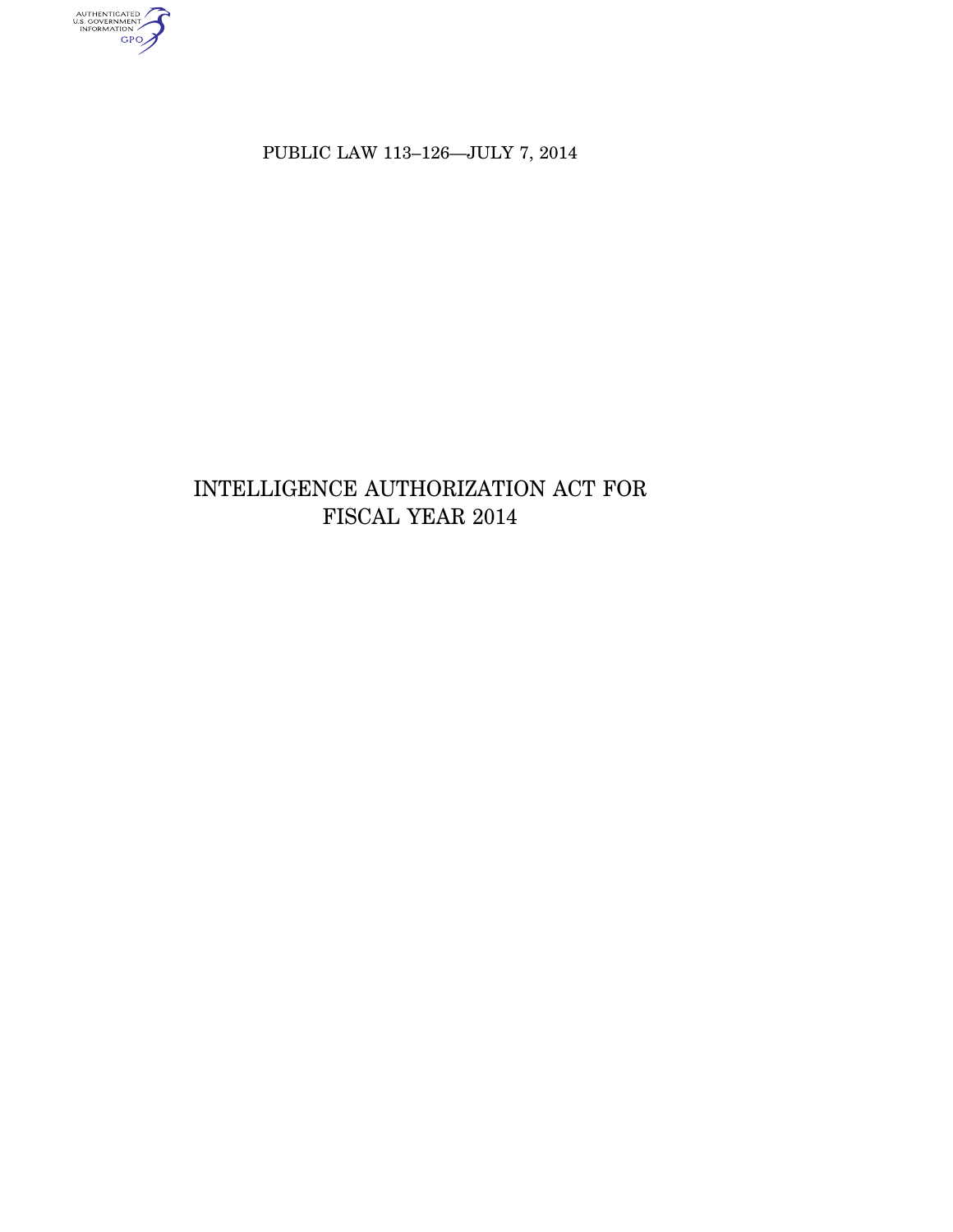PUBLIC LAW 113–126—JULY 7, 2014

# INTELLIGENCE AUTHORIZATION ACT FOR FISCAL YEAR 2014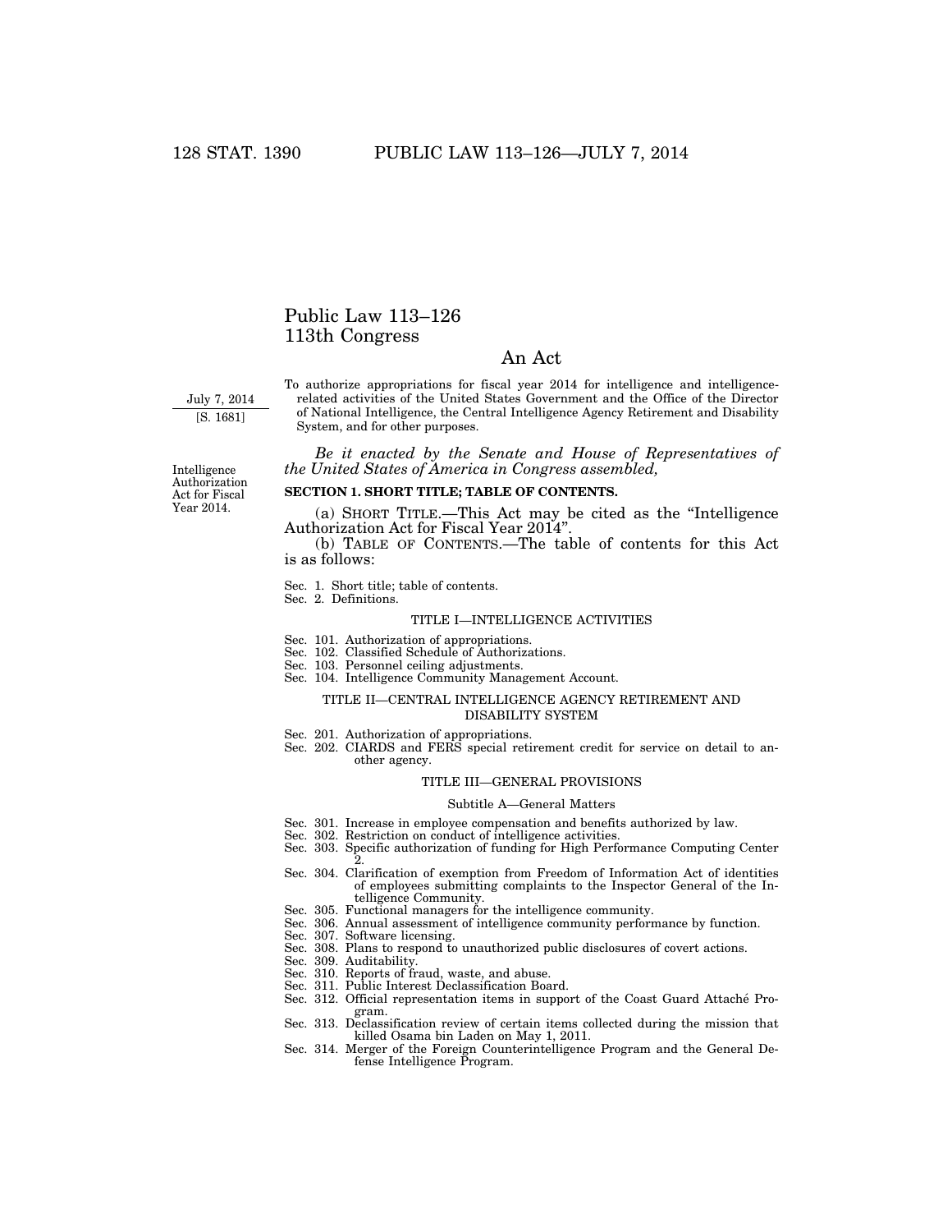# Public Law 113–126
# 113th Congress

## An Act

July 7, 2014
[S. 1681]

To authorize appropriations for fiscal year 2014 for intelligence and intelligence-related activities of the United States Government and the Office of the Director of National Intelligence, the Central Intelligence Agency Retirement and Disability System, and for other purposes.

Intelligence Authorization Act for Fiscal Year 2014.

*Be it enacted by the Senate and House of Representatives of the United States of America in Congress assembled,*

**SECTION 1. SHORT TITLE; TABLE OF CONTENTS.**

(a) SHORT TITLE.—This Act may be cited as the "Intelligence Authorization Act for Fiscal Year 2014".

(b) TABLE OF CONTENTS.—The table of contents for this Act is as follows:

Sec. 1. Short title; table of contents.
Sec. 2. Definitions.

TITLE I—INTELLIGENCE ACTIVITIES

Sec. 101. Authorization of appropriations.
Sec. 102. Classified Schedule of Authorizations.
Sec. 103. Personnel ceiling adjustments.
Sec. 104. Intelligence Community Management Account.

TITLE II—CENTRAL INTELLIGENCE AGENCY RETIREMENT AND DISABILITY SYSTEM

Sec. 201. Authorization of appropriations.
Sec. 202. CIARDS and FERS special retirement credit for service on detail to another agency.

TITLE III—GENERAL PROVISIONS

Subtitle A—General Matters

Sec. 301. Increase in employee compensation and benefits authorized by law.
Sec. 302. Restriction on conduct of intelligence activities.
Sec. 303. Specific authorization of funding for High Performance Computing Center 2.
Sec. 304. Clarification of exemption from Freedom of Information Act of identities of employees submitting complaints to the Inspector General of the Intelligence Community.
Sec. 305. Functional managers for the intelligence community.
Sec. 306. Annual assessment of intelligence community performance by function.
Sec. 307. Software licensing.
Sec. 308. Plans to respond to unauthorized public disclosures of covert actions.
Sec. 309. Auditability.
Sec. 310. Reports of fraud, waste, and abuse.
Sec. 311. Public Interest Declassification Board.
Sec. 312. Official representation items in support of the Coast Guard Attaché Program.
Sec. 313. Declassification review of certain items collected during the mission that killed Osama bin Laden on May 1, 2011.
Sec. 314. Merger of the Foreign Counterintelligence Program and the General Defense Intelligence Program.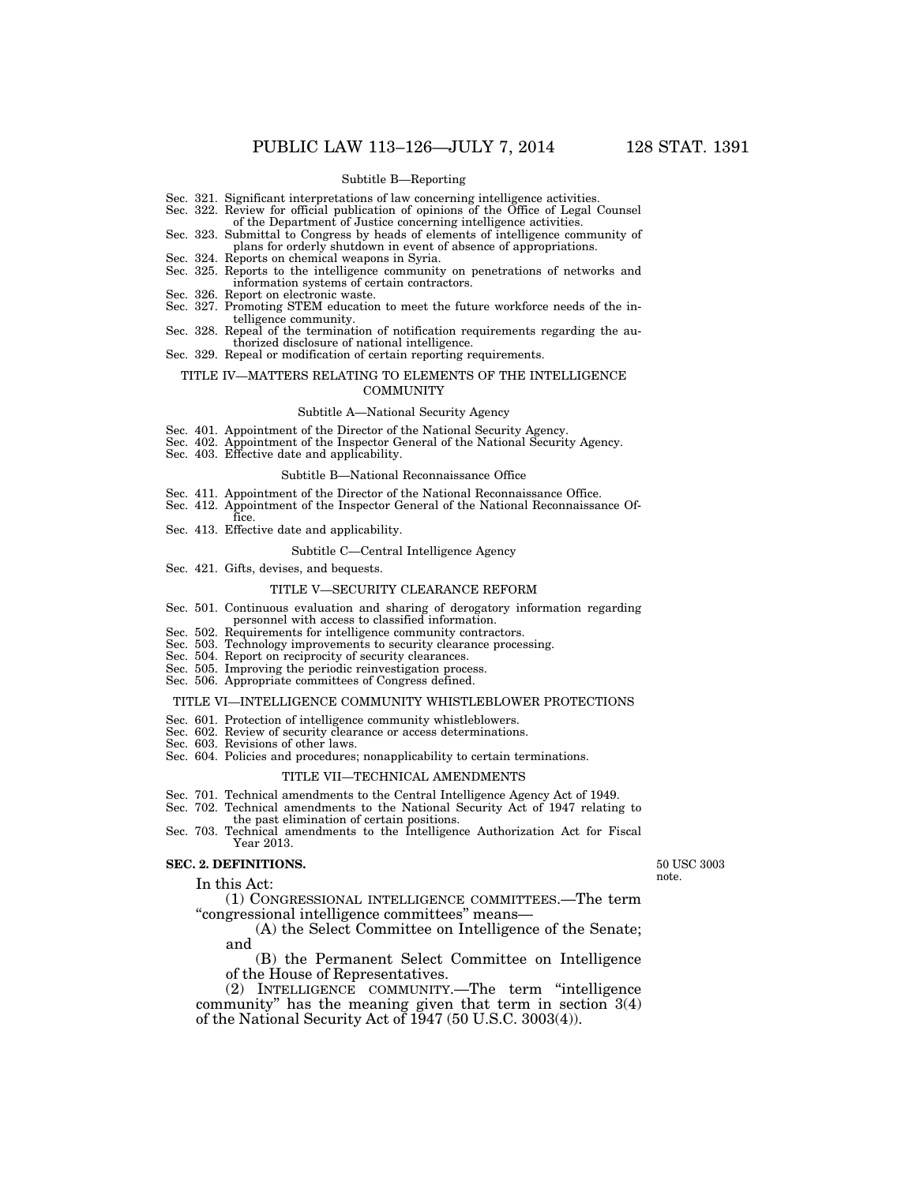Subtitle B—Reporting

Sec. 321. Significant interpretations of law concerning intelligence activities.
Sec. 322. Review for official publication of opinions of the Office of Legal Counsel of the Department of Justice concerning intelligence activities.
Sec. 323. Submittal to Congress by heads of elements of intelligence community of plans for orderly shutdown in event of absence of appropriations.
Sec. 324. Reports on chemical weapons in Syria.
Sec. 325. Reports to the intelligence community on penetrations of networks and information systems of certain contractors.
Sec. 326. Report on electronic waste.
Sec. 327. Promoting STEM education to meet the future workforce needs of the intelligence community.
Sec. 328. Repeal of the termination of notification requirements regarding the authorized disclosure of national intelligence.
Sec. 329. Repeal or modification of certain reporting requirements.

TITLE IV—MATTERS RELATING TO ELEMENTS OF THE INTELLIGENCE COMMUNITY

Subtitle A—National Security Agency

Sec. 401. Appointment of the Director of the National Security Agency.
Sec. 402. Appointment of the Inspector General of the National Security Agency.
Sec. 403. Effective date and applicability.

Subtitle B—National Reconnaissance Office

Sec. 411. Appointment of the Director of the National Reconnaissance Office.
Sec. 412. Appointment of the Inspector General of the National Reconnaissance Office.
Sec. 413. Effective date and applicability.

Subtitle C—Central Intelligence Agency

Sec. 421. Gifts, devises, and bequests.

TITLE V—SECURITY CLEARANCE REFORM

Sec. 501. Continuous evaluation and sharing of derogatory information regarding personnel with access to classified information.
Sec. 502. Requirements for intelligence community contractors.
Sec. 503. Technology improvements to security clearance processing.
Sec. 504. Report on reciprocity of security clearances.
Sec. 505. Improving the periodic reinvestigation process.
Sec. 506. Appropriate committees of Congress defined.

TITLE VI—INTELLIGENCE COMMUNITY WHISTLEBLOWER PROTECTIONS

Sec. 601. Protection of intelligence community whistleblowers.
Sec. 602. Review of security clearance or access determinations.
Sec. 603. Revisions of other laws.
Sec. 604. Policies and procedures; nonapplicability to certain terminations.

TITLE VII—TECHNICAL AMENDMENTS

Sec. 701. Technical amendments to the Central Intelligence Agency Act of 1949.
Sec. 702. Technical amendments to the National Security Act of 1947 relating to the past elimination of certain positions.
Sec. 703. Technical amendments to the Intelligence Authorization Act for Fiscal Year 2013.

**SEC. 2. DEFINITIONS.**

50 USC 3003 note.

In this Act:

(1) CONGRESSIONAL INTELLIGENCE COMMITTEES.—The term "congressional intelligence committees" means—

(A) the Select Committee on Intelligence of the Senate; and

(B) the Permanent Select Committee on Intelligence of the House of Representatives.

(2) INTELLIGENCE COMMUNITY.—The term "intelligence community" has the meaning given that term in section 3(4) of the National Security Act of 1947 (50 U.S.C. 3003(4)).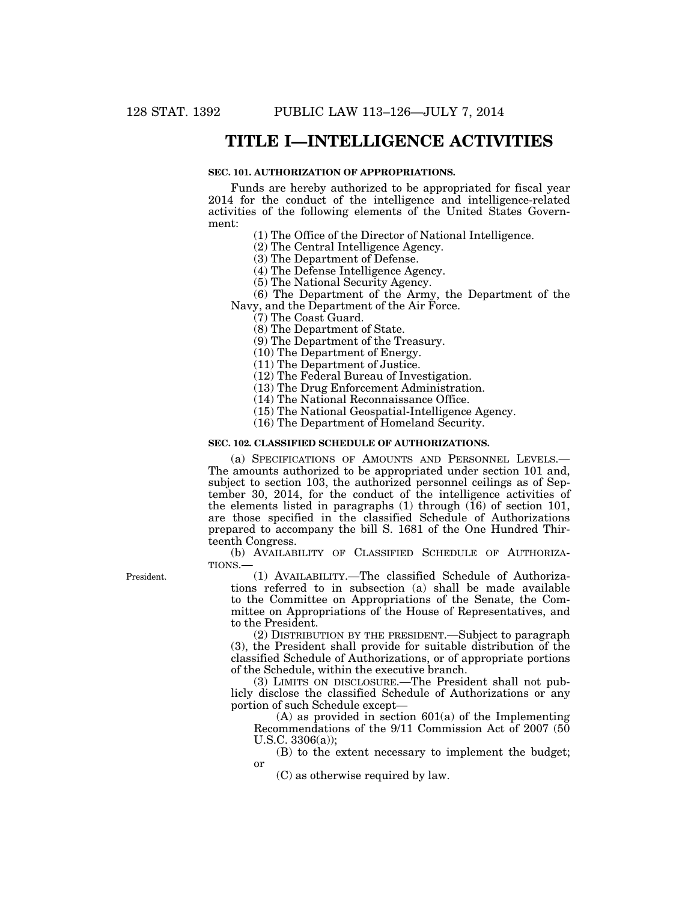# TITLE I—INTELLIGENCE ACTIVITIES

**SEC. 101. AUTHORIZATION OF APPROPRIATIONS.**

Funds are hereby authorized to be appropriated for fiscal year 2014 for the conduct of the intelligence and intelligence-related activities of the following elements of the United States Government:

(1) The Office of the Director of National Intelligence.

(2) The Central Intelligence Agency.

(3) The Department of Defense.

(4) The Defense Intelligence Agency.

(5) The National Security Agency.

(6) The Department of the Army, the Department of the Navy, and the Department of the Air Force.

(7) The Coast Guard.

(8) The Department of State.

(9) The Department of the Treasury.

(10) The Department of Energy.

(11) The Department of Justice.

(12) The Federal Bureau of Investigation.

(13) The Drug Enforcement Administration.

(14) The National Reconnaissance Office.

(15) The National Geospatial-Intelligence Agency.

(16) The Department of Homeland Security.

**SEC. 102. CLASSIFIED SCHEDULE OF AUTHORIZATIONS.**

(a) SPECIFICATIONS OF AMOUNTS AND PERSONNEL LEVELS.—The amounts authorized to be appropriated under section 101 and, subject to section 103, the authorized personnel ceilings as of September 30, 2014, for the conduct of the intelligence activities of the elements listed in paragraphs (1) through (16) of section 101, are those specified in the classified Schedule of Authorizations prepared to accompany the bill S. 1681 of the One Hundred Thirteenth Congress.

(b) AVAILABILITY OF CLASSIFIED SCHEDULE OF AUTHORIZATIONS.—

President.

(1) AVAILABILITY.—The classified Schedule of Authorizations referred to in subsection (a) shall be made available to the Committee on Appropriations of the Senate, the Committee on Appropriations of the House of Representatives, and to the President.

(2) DISTRIBUTION BY THE PRESIDENT.—Subject to paragraph (3), the President shall provide for suitable distribution of the classified Schedule of Authorizations, or of appropriate portions of the Schedule, within the executive branch.

(3) LIMITS ON DISCLOSURE.—The President shall not publicly disclose the classified Schedule of Authorizations or any portion of such Schedule except—

(A) as provided in section 601(a) of the Implementing Recommendations of the 9/11 Commission Act of 2007 (50 U.S.C. 3306(a));

(B) to the extent necessary to implement the budget; or

(C) as otherwise required by law.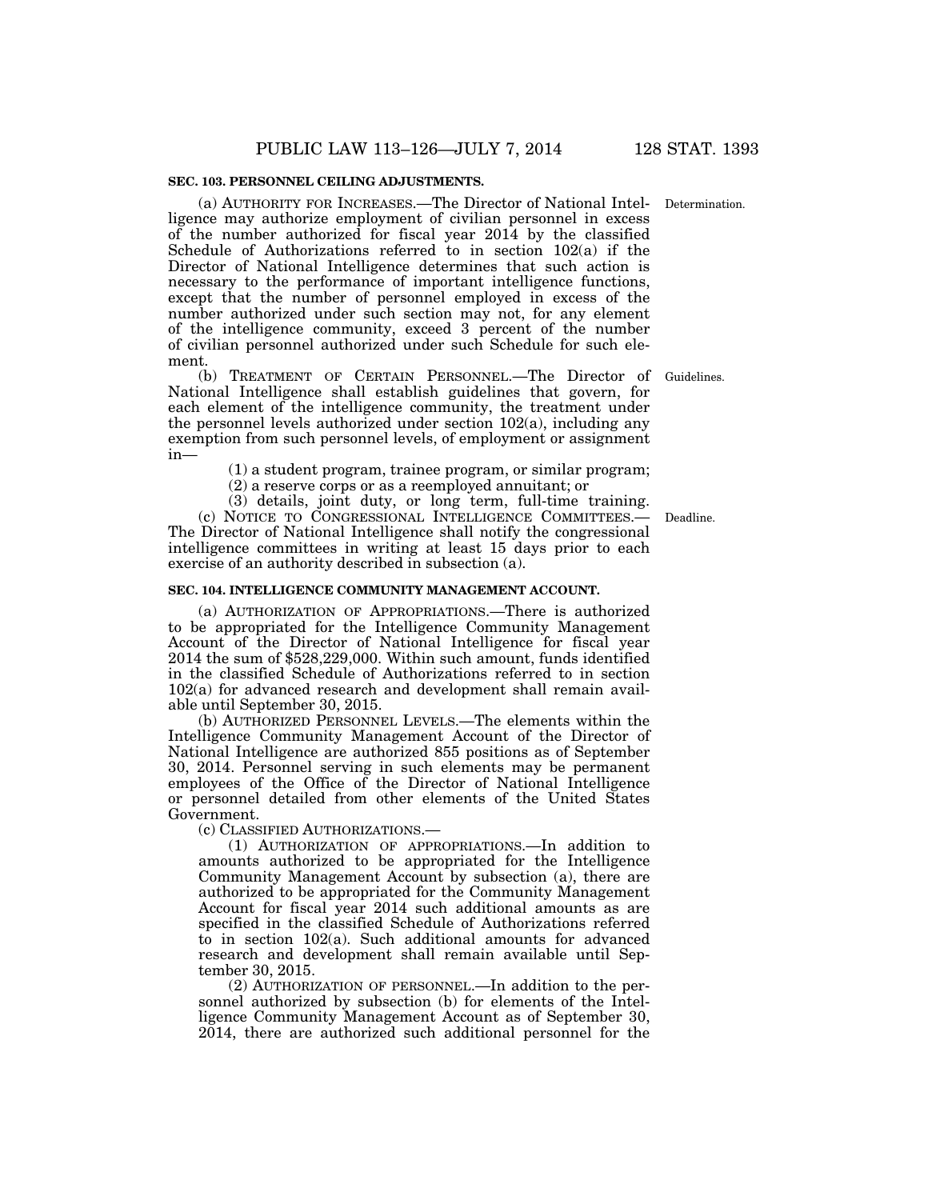### SEC. 103. PERSONNEL CEILING ADJUSTMENTS.

(a) AUTHORITY FOR INCREASES.—The Director of National Intelligence may authorize employment of civilian personnel in excess of the number authorized for fiscal year 2014 by the classified Schedule of Authorizations referred to in section 102(a) if the Director of National Intelligence determines that such action is necessary to the performance of important intelligence functions, except that the number of personnel employed in excess of the number authorized under such section may not, for any element of the intelligence community, exceed 3 percent of the number of civilian personnel authorized under such Schedule for such element.

Determination.

(b) TREATMENT OF CERTAIN PERSONNEL.—The Director of National Intelligence shall establish guidelines that govern, for each element of the intelligence community, the treatment under the personnel levels authorized under section 102(a), including any exemption from such personnel levels, of employment or assignment in—

Guidelines.

(1) a student program, trainee program, or similar program;

(2) a reserve corps or as a reemployed annuitant; or

(3) details, joint duty, or long term, full-time training.

(c) NOTICE TO CONGRESSIONAL INTELLIGENCE COMMITTEES.—The Director of National Intelligence shall notify the congressional intelligence committees in writing at least 15 days prior to each exercise of an authority described in subsection (a).

Deadline.

### SEC. 104. INTELLIGENCE COMMUNITY MANAGEMENT ACCOUNT.

(a) AUTHORIZATION OF APPROPRIATIONS.—There is authorized to be appropriated for the Intelligence Community Management Account of the Director of National Intelligence for fiscal year 2014 the sum of $528,229,000. Within such amount, funds identified in the classified Schedule of Authorizations referred to in section 102(a) for advanced research and development shall remain available until September 30, 2015.

(b) AUTHORIZED PERSONNEL LEVELS.—The elements within the Intelligence Community Management Account of the Director of National Intelligence are authorized 855 positions as of September 30, 2014. Personnel serving in such elements may be permanent employees of the Office of the Director of National Intelligence or personnel detailed from other elements of the United States Government.

(c) CLASSIFIED AUTHORIZATIONS.—

(1) AUTHORIZATION OF APPROPRIATIONS.—In addition to amounts authorized to be appropriated for the Intelligence Community Management Account by subsection (a), there are authorized to be appropriated for the Community Management Account for fiscal year 2014 such additional amounts as are specified in the classified Schedule of Authorizations referred to in section 102(a). Such additional amounts for advanced research and development shall remain available until September 30, 2015.

(2) AUTHORIZATION OF PERSONNEL.—In addition to the personnel authorized by subsection (b) for elements of the Intelligence Community Management Account as of September 30, 2014, there are authorized such additional personnel for the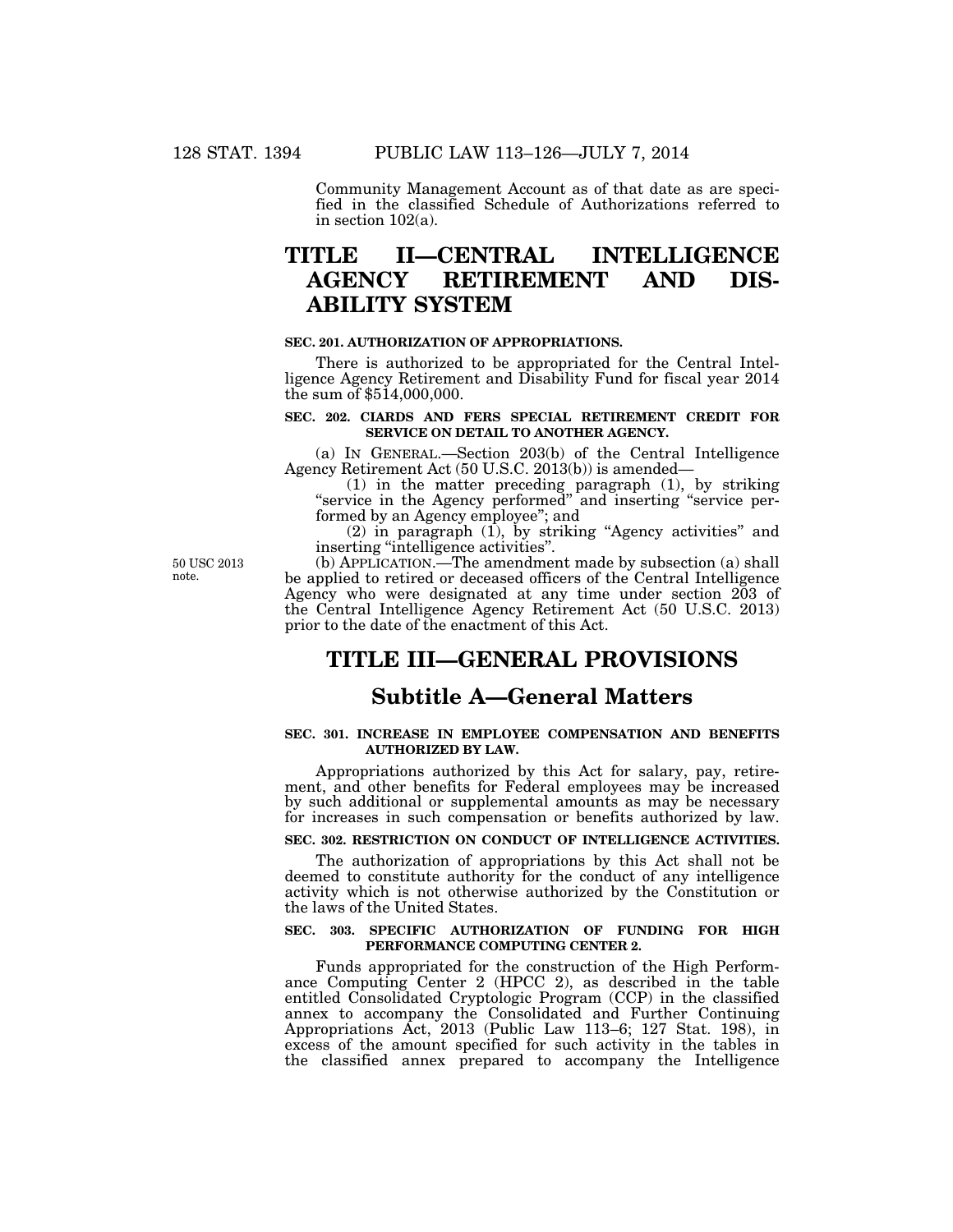Community Management Account as of that date as are specified in the classified Schedule of Authorizations referred to in section 102(a).

# TITLE II—CENTRAL INTELLIGENCE AGENCY RETIREMENT AND DISABILITY SYSTEM

### SEC. 201. AUTHORIZATION OF APPROPRIATIONS.

There is authorized to be appropriated for the Central Intelligence Agency Retirement and Disability Fund for fiscal year 2014 the sum of $514,000,000.

### SEC. 202. CIARDS AND FERS SPECIAL RETIREMENT CREDIT FOR SERVICE ON DETAIL TO ANOTHER AGENCY.

(a) IN GENERAL.—Section 203(b) of the Central Intelligence Agency Retirement Act (50 U.S.C. 2013(b)) is amended—

(1) in the matter preceding paragraph (1), by striking "service in the Agency performed" and inserting "service performed by an Agency employee"; and

(2) in paragraph (1), by striking "Agency activities" and inserting "intelligence activities".

50 USC 2013 note.

(b) APPLICATION.—The amendment made by subsection (a) shall be applied to retired or deceased officers of the Central Intelligence Agency who were designated at any time under section 203 of the Central Intelligence Agency Retirement Act (50 U.S.C. 2013) prior to the date of the enactment of this Act.

# TITLE III—GENERAL PROVISIONS

## Subtitle A—General Matters

### SEC. 301. INCREASE IN EMPLOYEE COMPENSATION AND BENEFITS AUTHORIZED BY LAW.

Appropriations authorized by this Act for salary, pay, retirement, and other benefits for Federal employees may be increased by such additional or supplemental amounts as may be necessary for increases in such compensation or benefits authorized by law.

### SEC. 302. RESTRICTION ON CONDUCT OF INTELLIGENCE ACTIVITIES.

The authorization of appropriations by this Act shall not be deemed to constitute authority for the conduct of any intelligence activity which is not otherwise authorized by the Constitution or the laws of the United States.

### SEC. 303. SPECIFIC AUTHORIZATION OF FUNDING FOR HIGH PERFORMANCE COMPUTING CENTER 2.

Funds appropriated for the construction of the High Performance Computing Center 2 (HPCC 2), as described in the table entitled Consolidated Cryptologic Program (CCP) in the classified annex to accompany the Consolidated and Further Continuing Appropriations Act, 2013 (Public Law 113–6; 127 Stat. 198), in excess of the amount specified for such activity in the tables in the classified annex prepared to accompany the Intelligence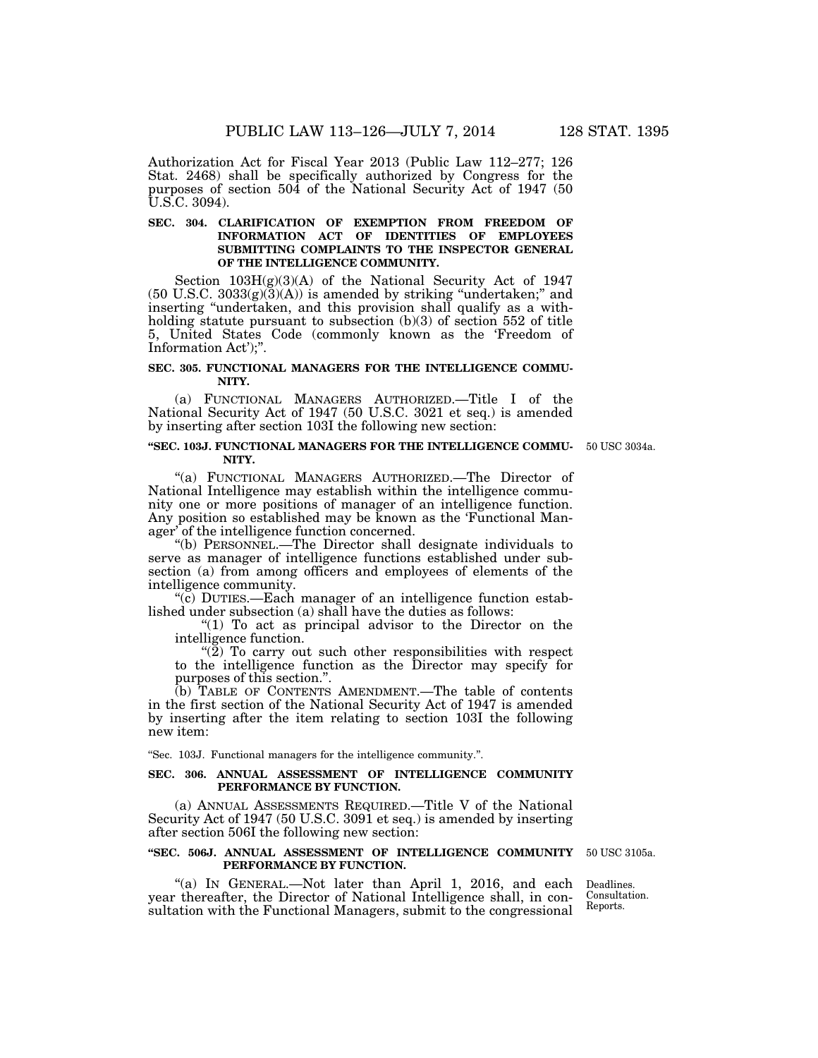Authorization Act for Fiscal Year 2013 (Public Law 112–277; 126 Stat. 2468) shall be specifically authorized by Congress for the purposes of section 504 of the National Security Act of 1947 (50 U.S.C. 3094).

### SEC. 304. CLARIFICATION OF EXEMPTION FROM FREEDOM OF INFORMATION ACT OF IDENTITIES OF EMPLOYEES SUBMITTING COMPLAINTS TO THE INSPECTOR GENERAL OF THE INTELLIGENCE COMMUNITY.

Section 103H(g)(3)(A) of the National Security Act of 1947 (50 U.S.C. 3033(g)(3)(A)) is amended by striking "undertaken;" and inserting "undertaken, and this provision shall qualify as a withholding statute pursuant to subsection (b)(3) of section 552 of title 5, United States Code (commonly known as the 'Freedom of Information Act');".

### SEC. 305. FUNCTIONAL MANAGERS FOR THE INTELLIGENCE COMMUNITY.

(a) FUNCTIONAL MANAGERS AUTHORIZED.—Title I of the National Security Act of 1947 (50 U.S.C. 3021 et seq.) is amended by inserting after section 103I the following new section:

### "SEC. 103J. FUNCTIONAL MANAGERS FOR THE INTELLIGENCE COMMUNITY.

50 USC 3034a.

"(a) FUNCTIONAL MANAGERS AUTHORIZED.—The Director of National Intelligence may establish within the intelligence community one or more positions of manager of an intelligence function. Any position so established may be known as the 'Functional Manager' of the intelligence function concerned.

"(b) PERSONNEL.—The Director shall designate individuals to serve as manager of intelligence functions established under subsection (a) from among officers and employees of elements of the intelligence community.

"(c) DUTIES.—Each manager of an intelligence function established under subsection (a) shall have the duties as follows:

"(1) To act as principal advisor to the Director on the intelligence function.

"(2) To carry out such other responsibilities with respect to the intelligence function as the Director may specify for purposes of this section.".

(b) TABLE OF CONTENTS AMENDMENT.—The table of contents in the first section of the National Security Act of 1947 is amended by inserting after the item relating to section 103I the following new item:

"Sec. 103J. Functional managers for the intelligence community.".

### SEC. 306. ANNUAL ASSESSMENT OF INTELLIGENCE COMMUNITY PERFORMANCE BY FUNCTION.

(a) ANNUAL ASSESSMENTS REQUIRED.—Title V of the National Security Act of 1947 (50 U.S.C. 3091 et seq.) is amended by inserting after section 506I the following new section:

### "SEC. 506J. ANNUAL ASSESSMENT OF INTELLIGENCE COMMUNITY PERFORMANCE BY FUNCTION.

50 USC 3105a.

Deadlines. Consultation. Reports.

"(a) IN GENERAL.—Not later than April 1, 2016, and each year thereafter, the Director of National Intelligence shall, in consultation with the Functional Managers, submit to the congressional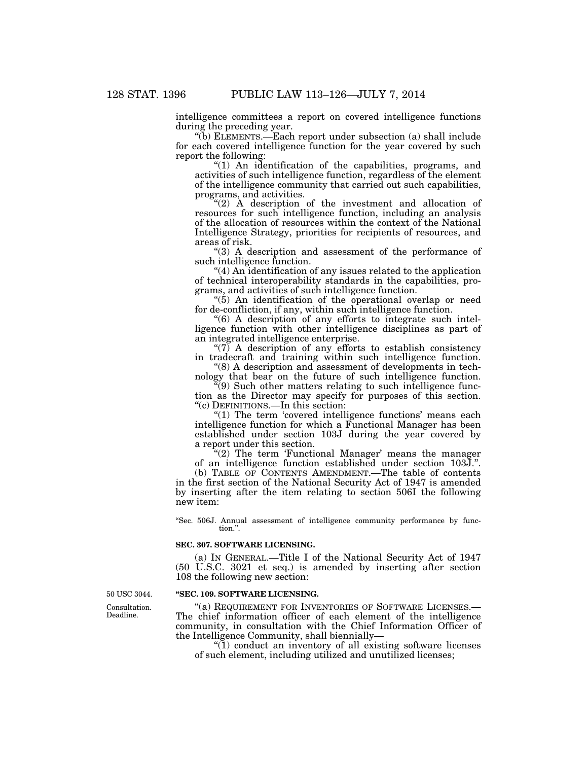intelligence committees a report on covered intelligence functions during the preceding year.

"(b) ELEMENTS.—Each report under subsection (a) shall include for each covered intelligence function for the year covered by such report the following:

"(1) An identification of the capabilities, programs, and activities of such intelligence function, regardless of the element of the intelligence community that carried out such capabilities, programs, and activities.

"(2) A description of the investment and allocation of resources for such intelligence function, including an analysis of the allocation of resources within the context of the National Intelligence Strategy, priorities for recipients of resources, and areas of risk.

"(3) A description and assessment of the performance of such intelligence function.

"(4) An identification of any issues related to the application of technical interoperability standards in the capabilities, programs, and activities of such intelligence function.

"(5) An identification of the operational overlap or need for de-confliction, if any, within such intelligence function.

"(6) A description of any efforts to integrate such intelligence function with other intelligence disciplines as part of an integrated intelligence enterprise.

"(7) A description of any efforts to establish consistency in tradecraft and training within such intelligence function.

"(8) A description and assessment of developments in technology that bear on the future of such intelligence function.

"(9) Such other matters relating to such intelligence function as the Director may specify for purposes of this section.

"(c) DEFINITIONS.—In this section:

"(1) The term 'covered intelligence functions' means each intelligence function for which a Functional Manager has been established under section 103J during the year covered by a report under this section.

"(2) The term 'Functional Manager' means the manager of an intelligence function established under section 103J.".

(b) TABLE OF CONTENTS AMENDMENT.—The table of contents in the first section of the National Security Act of 1947 is amended by inserting after the item relating to section 506I the following new item:

"Sec. 506J. Annual assessment of intelligence community performance by function.".

**SEC. 307. SOFTWARE LICENSING.**

(a) IN GENERAL.—Title I of the National Security Act of 1947 (50 U.S.C. 3021 et seq.) is amended by inserting after section 108 the following new section:

50 USC 3044.

**"SEC. 109. SOFTWARE LICENSING.**

Consultation. Deadline.

"(a) REQUIREMENT FOR INVENTORIES OF SOFTWARE LICENSES.— The chief information officer of each element of the intelligence community, in consultation with the Chief Information Officer of the Intelligence Community, shall biennially—

"(1) conduct an inventory of all existing software licenses of such element, including utilized and unutilized licenses;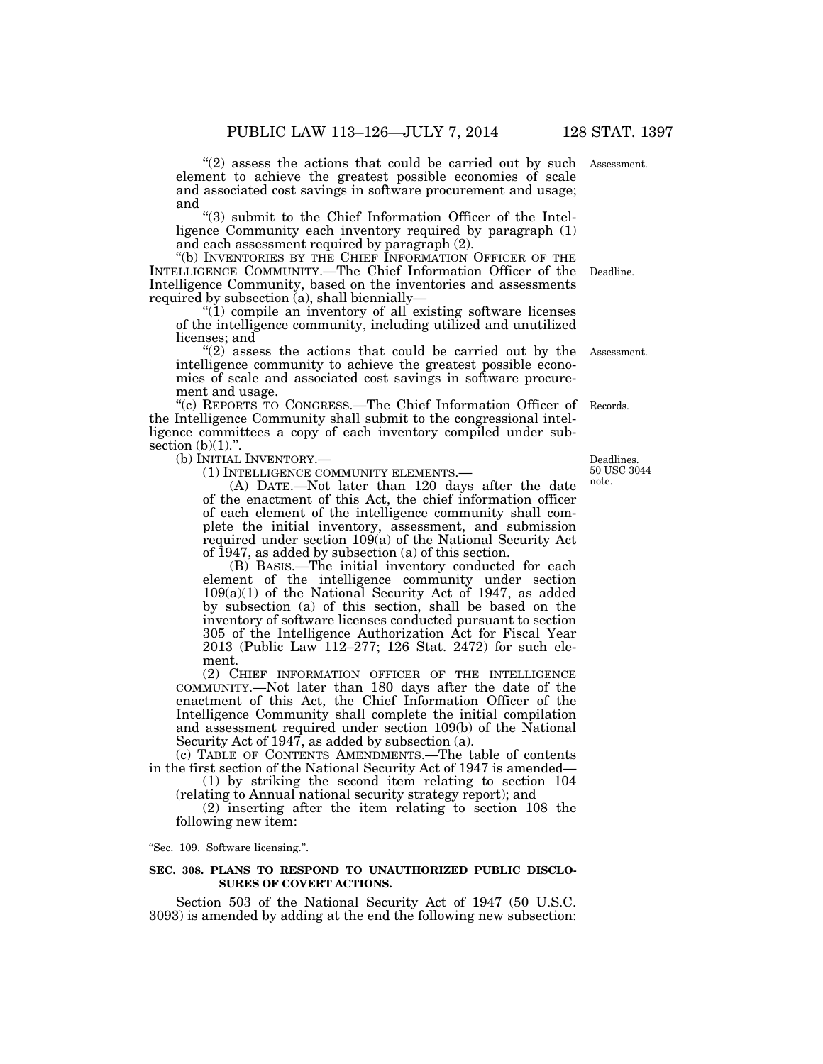"(2) assess the actions that could be carried out by such element to achieve the greatest possible economies of scale and associated cost savings in software procurement and usage; and

"(3) submit to the Chief Information Officer of the Intelligence Community each inventory required by paragraph (1) and each assessment required by paragraph (2).

"(b) INVENTORIES BY THE CHIEF INFORMATION OFFICER OF THE INTELLIGENCE COMMUNITY.—The Chief Information Officer of the Intelligence Community, based on the inventories and assessments required by subsection (a), shall biennially—

"(1) compile an inventory of all existing software licenses of the intelligence community, including utilized and unutilized licenses; and

"(2) assess the actions that could be carried out by the intelligence community to achieve the greatest possible economies of scale and associated cost savings in software procurement and usage.

"(c) REPORTS TO CONGRESS.—The Chief Information Officer of the Intelligence Community shall submit to the congressional intelligence committees a copy of each inventory compiled under subsection (b)(1).".

(b) INITIAL INVENTORY.—

(1) INTELLIGENCE COMMUNITY ELEMENTS.—

(A) DATE.—Not later than 120 days after the date of the enactment of this Act, the chief information officer of each element of the intelligence community shall complete the initial inventory, assessment, and submission required under section 109(a) of the National Security Act of 1947, as added by subsection (a) of this section.

(B) BASIS.—The initial inventory conducted for each element of the intelligence community under section 109(a)(1) of the National Security Act of 1947, as added by subsection (a) of this section, shall be based on the inventory of software licenses conducted pursuant to section 305 of the Intelligence Authorization Act for Fiscal Year 2013 (Public Law 112–277; 126 Stat. 2472) for such element.

(2) CHIEF INFORMATION OFFICER OF THE INTELLIGENCE COMMUNITY.—Not later than 180 days after the date of the enactment of this Act, the Chief Information Officer of the Intelligence Community shall complete the initial compilation and assessment required under section 109(b) of the National Security Act of 1947, as added by subsection (a).

(c) TABLE OF CONTENTS AMENDMENTS.—The table of contents in the first section of the National Security Act of 1947 is amended—

(1) by striking the second item relating to section 104 (relating to Annual national security strategy report); and

(2) inserting after the item relating to section 108 the following new item:

"Sec. 109. Software licensing.".

**SEC. 308. PLANS TO RESPOND TO UNAUTHORIZED PUBLIC DISCLOSURES OF COVERT ACTIONS.**

Section 503 of the National Security Act of 1947 (50 U.S.C. 3093) is amended by adding at the end the following new subsection: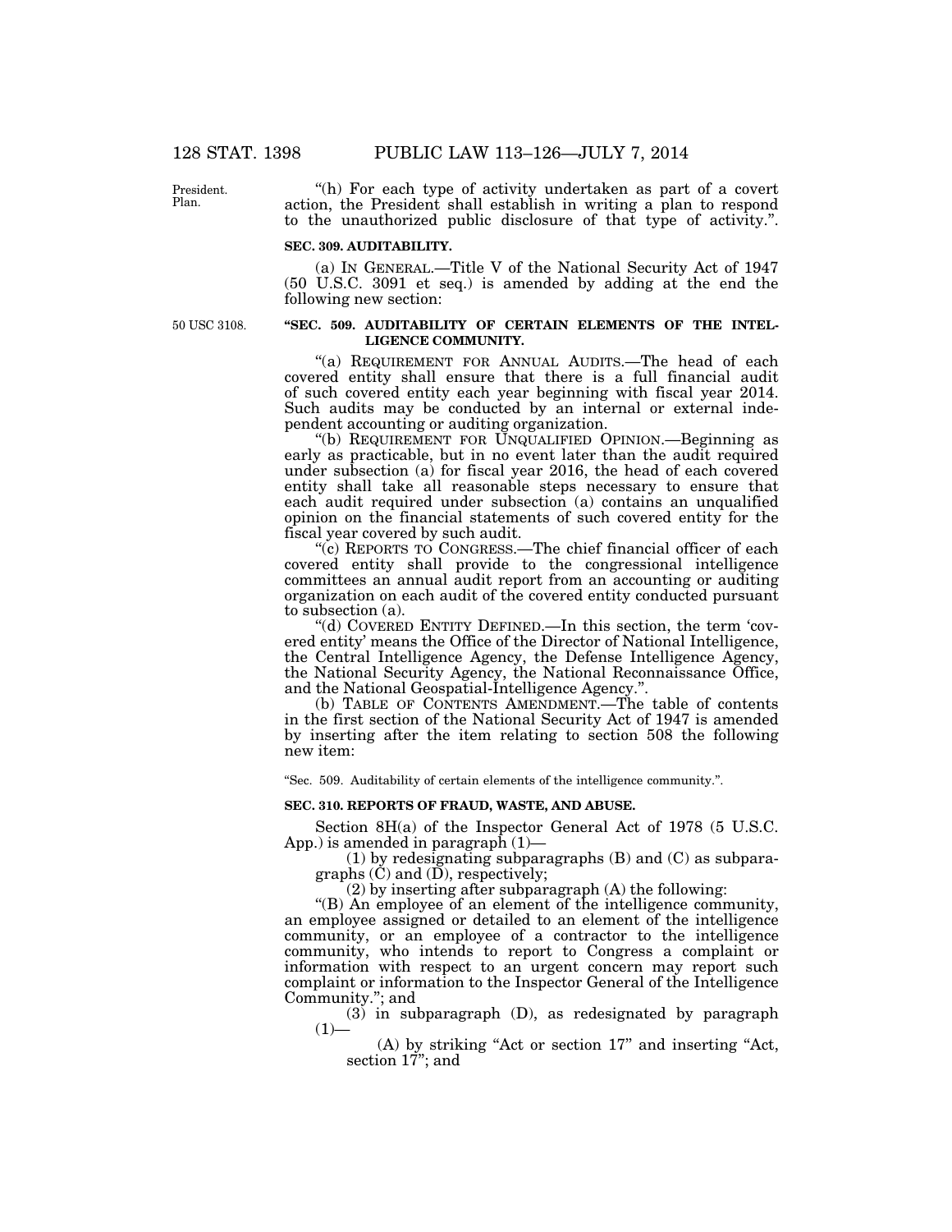"(h) For each type of activity undertaken as part of a covert action, the President shall establish in writing a plan to respond to the unauthorized public disclosure of that type of activity.".

**SEC. 309. AUDITABILITY.**

(a) IN GENERAL.—Title V of the National Security Act of 1947 (50 U.S.C. 3091 et seq.) is amended by adding at the end the following new section:

**"SEC. 509. AUDITABILITY OF CERTAIN ELEMENTS OF THE INTELLIGENCE COMMUNITY.**

"(a) REQUIREMENT FOR ANNUAL AUDITS.—The head of each covered entity shall ensure that there is a full financial audit of such covered entity each year beginning with fiscal year 2014. Such audits may be conducted by an internal or external independent accounting or auditing organization.

"(b) REQUIREMENT FOR UNQUALIFIED OPINION.—Beginning as early as practicable, but in no event later than the audit required under subsection (a) for fiscal year 2016, the head of each covered entity shall take all reasonable steps necessary to ensure that each audit required under subsection (a) contains an unqualified opinion on the financial statements of such covered entity for the fiscal year covered by such audit.

"(c) REPORTS TO CONGRESS.—The chief financial officer of each covered entity shall provide to the congressional intelligence committees an annual audit report from an accounting or auditing organization on each audit of the covered entity conducted pursuant to subsection (a).

"(d) COVERED ENTITY DEFINED.—In this section, the term 'covered entity' means the Office of the Director of National Intelligence, the Central Intelligence Agency, the Defense Intelligence Agency, the National Security Agency, the National Reconnaissance Office, and the National Geospatial-Intelligence Agency.".

(b) TABLE OF CONTENTS AMENDMENT.—The table of contents in the first section of the National Security Act of 1947 is amended by inserting after the item relating to section 508 the following new item:

"Sec. 509. Auditability of certain elements of the intelligence community.".

**SEC. 310. REPORTS OF FRAUD, WASTE, AND ABUSE.**

Section 8H(a) of the Inspector General Act of 1978 (5 U.S.C. App.) is amended in paragraph (1)—

(1) by redesignating subparagraphs (B) and (C) as subparagraphs (C) and (D), respectively;

(2) by inserting after subparagraph (A) the following:

"(B) An employee of an element of the intelligence community, an employee assigned or detailed to an element of the intelligence community, or an employee of a contractor to the intelligence community, who intends to report to Congress a complaint or information with respect to an urgent concern may report such complaint or information to the Inspector General of the Intelligence Community."; and

(3) in subparagraph (D), as redesignated by paragraph (1)—

(A) by striking "Act or section 17" and inserting "Act, section 17"; and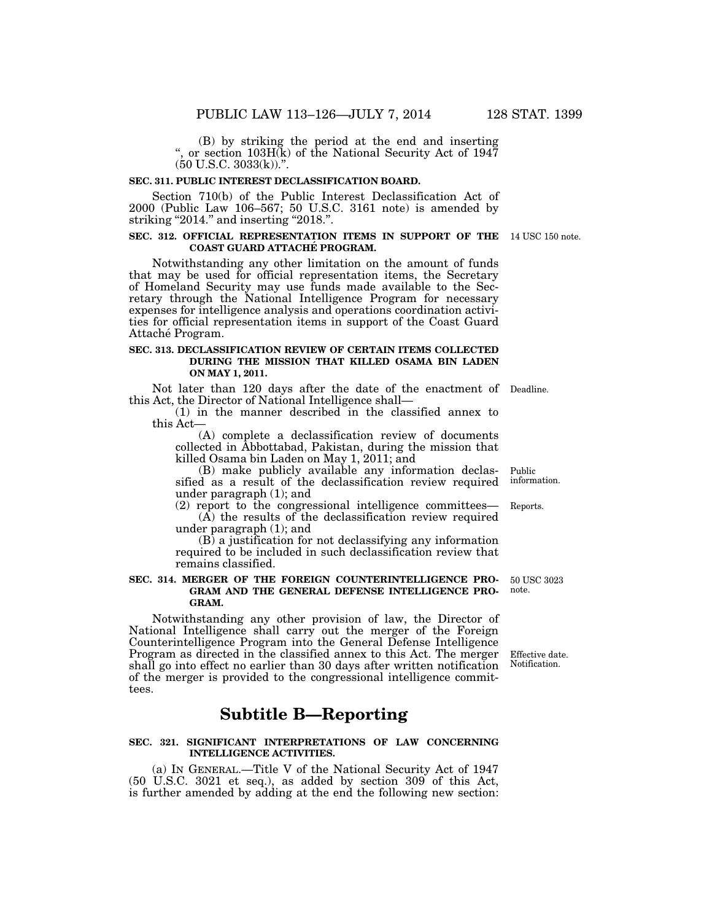(B) by striking the period at the end and inserting ", or section 103H(k) of the National Security Act of 1947 (50 U.S.C. 3033(k)).".

**SEC. 311. PUBLIC INTEREST DECLASSIFICATION BOARD.**

Section 710(b) of the Public Interest Declassification Act of 2000 (Public Law 106–567; 50 U.S.C. 3161 note) is amended by striking "2014." and inserting "2018.".

**SEC. 312. OFFICIAL REPRESENTATION ITEMS IN SUPPORT OF THE COAST GUARD ATTACHÉ PROGRAM.**

14 USC 150 note.

Notwithstanding any other limitation on the amount of funds that may be used for official representation items, the Secretary of Homeland Security may use funds made available to the Secretary through the National Intelligence Program for necessary expenses for intelligence analysis and operations coordination activities for official representation items in support of the Coast Guard Attaché Program.

**SEC. 313. DECLASSIFICATION REVIEW OF CERTAIN ITEMS COLLECTED DURING THE MISSION THAT KILLED OSAMA BIN LADEN ON MAY 1, 2011.**

Deadline.

Not later than 120 days after the date of the enactment of this Act, the Director of National Intelligence shall—

(1) in the manner described in the classified annex to this Act—

(A) complete a declassification review of documents collected in Abbottabad, Pakistan, during the mission that killed Osama bin Laden on May 1, 2011; and

Public information.

(B) make publicly available any information declassified as a result of the declassification review required under paragraph (1); and

Reports.

(2) report to the congressional intelligence committees—

(A) the results of the declassification review required under paragraph (1); and

(B) a justification for not declassifying any information required to be included in such declassification review that remains classified.

**SEC. 314. MERGER OF THE FOREIGN COUNTERINTELLIGENCE PROGRAM AND THE GENERAL DEFENSE INTELLIGENCE PROGRAM.**

50 USC 3023 note.

Notwithstanding any other provision of law, the Director of National Intelligence shall carry out the merger of the Foreign Counterintelligence Program into the General Defense Intelligence Program as directed in the classified annex to this Act. The merger shall go into effect no earlier than 30 days after written notification of the merger is provided to the congressional intelligence committees.

Effective date. Notification.

## Subtitle B—Reporting

**SEC. 321. SIGNIFICANT INTERPRETATIONS OF LAW CONCERNING INTELLIGENCE ACTIVITIES.**

(a) IN GENERAL.—Title V of the National Security Act of 1947 (50 U.S.C. 3021 et seq.), as added by section 309 of this Act, is further amended by adding at the end the following new section: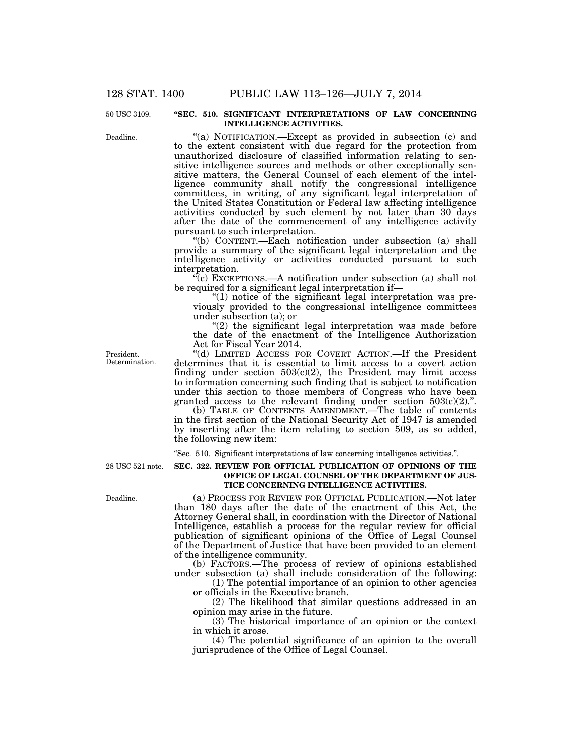### "SEC. 510. SIGNIFICANT INTERPRETATIONS OF LAW CONCERNING INTELLIGENCE ACTIVITIES.

50 USC 3109.

Deadline.

"(a) NOTIFICATION.—Except as provided in subsection (c) and to the extent consistent with due regard for the protection from unauthorized disclosure of classified information relating to sensitive intelligence sources and methods or other exceptionally sensitive matters, the General Counsel of each element of the intelligence community shall notify the congressional intelligence committees, in writing, of any significant legal interpretation of the United States Constitution or Federal law affecting intelligence activities conducted by such element by not later than 30 days after the date of the commencement of any intelligence activity pursuant to such interpretation.

"(b) CONTENT.—Each notification under subsection (a) shall provide a summary of the significant legal interpretation and the intelligence activity or activities conducted pursuant to such interpretation.

"(c) EXCEPTIONS.—A notification under subsection (a) shall not be required for a significant legal interpretation if—

"(1) notice of the significant legal interpretation was previously provided to the congressional intelligence committees under subsection (a); or

"(2) the significant legal interpretation was made before the date of the enactment of the Intelligence Authorization Act for Fiscal Year 2014.

President. Determination.

"(d) LIMITED ACCESS FOR COVERT ACTION.—If the President determines that it is essential to limit access to a covert action finding under section 503(c)(2), the President may limit access to information concerning such finding that is subject to notification under this section to those members of Congress who have been granted access to the relevant finding under section 503(c)(2).".

(b) TABLE OF CONTENTS AMENDMENT.—The table of contents in the first section of the National Security Act of 1947 is amended by inserting after the item relating to section 509, as so added, the following new item:

"Sec. 510. Significant interpretations of law concerning intelligence activities.".

### SEC. 322. REVIEW FOR OFFICIAL PUBLICATION OF OPINIONS OF THE OFFICE OF LEGAL COUNSEL OF THE DEPARTMENT OF JUSTICE CONCERNING INTELLIGENCE ACTIVITIES.

28 USC 521 note.

Deadline.

(a) PROCESS FOR REVIEW FOR OFFICIAL PUBLICATION.—Not later than 180 days after the date of the enactment of this Act, the Attorney General shall, in coordination with the Director of National Intelligence, establish a process for the regular review for official publication of significant opinions of the Office of Legal Counsel of the Department of Justice that have been provided to an element of the intelligence community.

(b) FACTORS.—The process of review of opinions established under subsection (a) shall include consideration of the following:

(1) The potential importance of an opinion to other agencies or officials in the Executive branch.

(2) The likelihood that similar questions addressed in an opinion may arise in the future.

(3) The historical importance of an opinion or the context in which it arose.

(4) The potential significance of an opinion to the overall jurisprudence of the Office of Legal Counsel.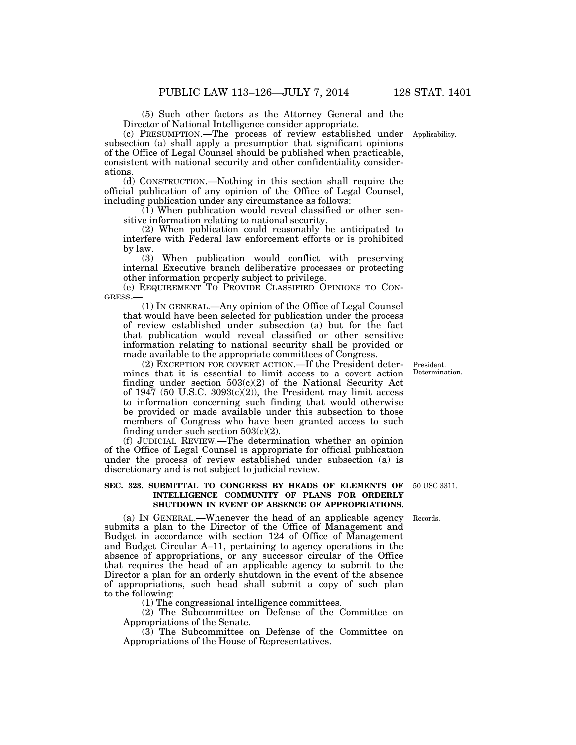(5) Such other factors as the Attorney General and the Director of National Intelligence consider appropriate.

(c) PRESUMPTION.—The process of review established under subsection (a) shall apply a presumption that significant opinions of the Office of Legal Counsel should be published when practicable, consistent with national security and other confidentiality considerations.

Applicability.

(d) CONSTRUCTION.—Nothing in this section shall require the official publication of any opinion of the Office of Legal Counsel, including publication under any circumstance as follows:

(1) When publication would reveal classified or other sensitive information relating to national security.

(2) When publication could reasonably be anticipated to interfere with Federal law enforcement efforts or is prohibited by law.

(3) When publication would conflict with preserving internal Executive branch deliberative processes or protecting other information properly subject to privilege.

(e) REQUIREMENT TO PROVIDE CLASSIFIED OPINIONS TO CONGRESS.—

(1) IN GENERAL.—Any opinion of the Office of Legal Counsel that would have been selected for publication under the process of review established under subsection (a) but for the fact that publication would reveal classified or other sensitive information relating to national security shall be provided or made available to the appropriate committees of Congress.

(2) EXCEPTION FOR COVERT ACTION.—If the President determines that it is essential to limit access to a covert action finding under section 503(c)(2) of the National Security Act of 1947 (50 U.S.C. 3093(c)(2)), the President may limit access to information concerning such finding that would otherwise be provided or made available under this subsection to those members of Congress who have been granted access to such finding under such section 503(c)(2).

President. Determination.

(f) JUDICIAL REVIEW.—The determination whether an opinion of the Office of Legal Counsel is appropriate for official publication under the process of review established under subsection (a) is discretionary and is not subject to judicial review.

### SEC. 323. SUBMITTAL TO CONGRESS BY HEADS OF ELEMENTS OF INTELLIGENCE COMMUNITY OF PLANS FOR ORDERLY SHUTDOWN IN EVENT OF ABSENCE OF APPROPRIATIONS.

50 USC 3311.

(a) IN GENERAL.—Whenever the head of an applicable agency submits a plan to the Director of the Office of Management and Budget in accordance with section 124 of Office of Management and Budget Circular A–11, pertaining to agency operations in the absence of appropriations, or any successor circular of the Office that requires the head of an applicable agency to submit to the Director a plan for an orderly shutdown in the event of the absence of appropriations, such head shall submit a copy of such plan to the following:

Records.

(1) The congressional intelligence committees.

(2) The Subcommittee on Defense of the Committee on Appropriations of the Senate.

(3) The Subcommittee on Defense of the Committee on Appropriations of the House of Representatives.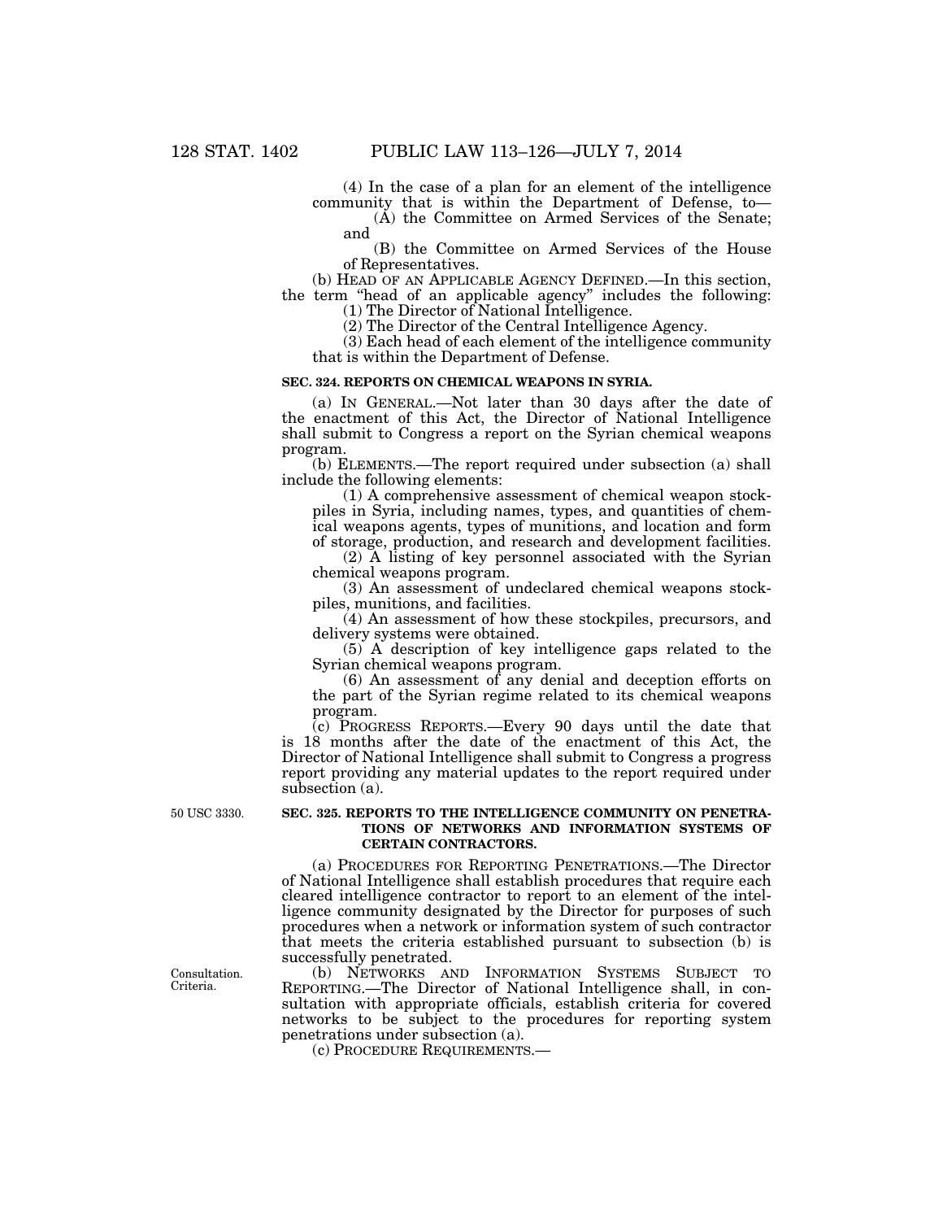(4) In the case of a plan for an element of the intelligence community that is within the Department of Defense, to—

(A) the Committee on Armed Services of the Senate; and

(B) the Committee on Armed Services of the House of Representatives.

(b) HEAD OF AN APPLICABLE AGENCY DEFINED.—In this section, the term "head of an applicable agency" includes the following:

(1) The Director of National Intelligence.

(2) The Director of the Central Intelligence Agency.

(3) Each head of each element of the intelligence community that is within the Department of Defense.

**SEC. 324. REPORTS ON CHEMICAL WEAPONS IN SYRIA.**

(a) IN GENERAL.—Not later than 30 days after the date of the enactment of this Act, the Director of National Intelligence shall submit to Congress a report on the Syrian chemical weapons program.

(b) ELEMENTS.—The report required under subsection (a) shall include the following elements:

(1) A comprehensive assessment of chemical weapon stockpiles in Syria, including names, types, and quantities of chemical weapons agents, types of munitions, and location and form of storage, production, and research and development facilities.

(2) A listing of key personnel associated with the Syrian chemical weapons program.

(3) An assessment of undeclared chemical weapons stockpiles, munitions, and facilities.

(4) An assessment of how these stockpiles, precursors, and delivery systems were obtained.

(5) A description of key intelligence gaps related to the Syrian chemical weapons program.

(6) An assessment of any denial and deception efforts on the part of the Syrian regime related to its chemical weapons program.

(c) PROGRESS REPORTS.—Every 90 days until the date that is 18 months after the date of the enactment of this Act, the Director of National Intelligence shall submit to Congress a progress report providing any material updates to the report required under subsection (a).

50 USC 3330.

**SEC. 325. REPORTS TO THE INTELLIGENCE COMMUNITY ON PENETRATIONS OF NETWORKS AND INFORMATION SYSTEMS OF CERTAIN CONTRACTORS.**

(a) PROCEDURES FOR REPORTING PENETRATIONS.—The Director of National Intelligence shall establish procedures that require each cleared intelligence contractor to report to an element of the intelligence community designated by the Director for purposes of such procedures when a network or information system of such contractor that meets the criteria established pursuant to subsection (b) is successfully penetrated.

Consultation. Criteria.

(b) NETWORKS AND INFORMATION SYSTEMS SUBJECT TO REPORTING.—The Director of National Intelligence shall, in consultation with appropriate officials, establish criteria for covered networks to be subject to the procedures for reporting system penetrations under subsection (a).

(c) PROCEDURE REQUIREMENTS.—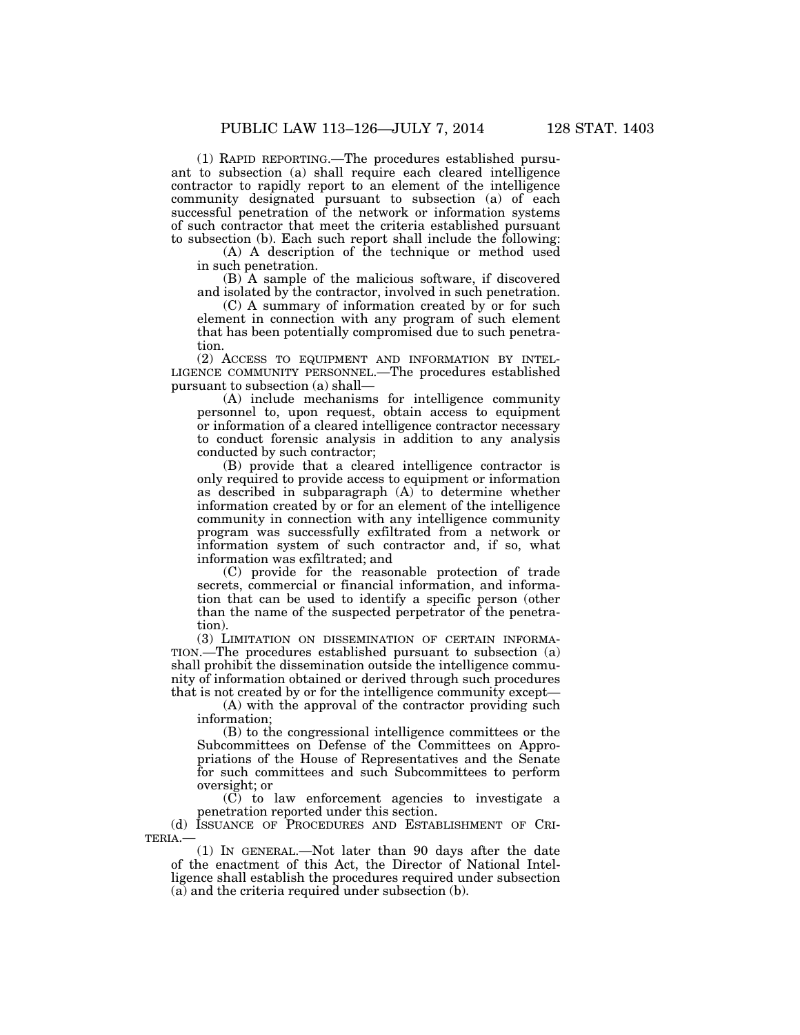(1) RAPID REPORTING.—The procedures established pursuant to subsection (a) shall require each cleared intelligence contractor to rapidly report to an element of the intelligence community designated pursuant to subsection (a) of each successful penetration of the network or information systems of such contractor that meet the criteria established pursuant to subsection (b). Each such report shall include the following:

(A) A description of the technique or method used in such penetration.

(B) A sample of the malicious software, if discovered and isolated by the contractor, involved in such penetration.

(C) A summary of information created by or for such element in connection with any program of such element that has been potentially compromised due to such penetration.

(2) ACCESS TO EQUIPMENT AND INFORMATION BY INTELLIGENCE COMMUNITY PERSONNEL.—The procedures established pursuant to subsection (a) shall—

(A) include mechanisms for intelligence community personnel to, upon request, obtain access to equipment or information of a cleared intelligence contractor necessary to conduct forensic analysis in addition to any analysis conducted by such contractor;

(B) provide that a cleared intelligence contractor is only required to provide access to equipment or information as described in subparagraph (A) to determine whether information created by or for an element of the intelligence community in connection with any intelligence community program was successfully exfiltrated from a network or information system of such contractor and, if so, what information was exfiltrated; and

(C) provide for the reasonable protection of trade secrets, commercial or financial information, and information that can be used to identify a specific person (other than the name of the suspected perpetrator of the penetration).

(3) LIMITATION ON DISSEMINATION OF CERTAIN INFORMATION.—The procedures established pursuant to subsection (a) shall prohibit the dissemination outside the intelligence community of information obtained or derived through such procedures that is not created by or for the intelligence community except—

(A) with the approval of the contractor providing such information;

(B) to the congressional intelligence committees or the Subcommittees on Defense of the Committees on Appropriations of the House of Representatives and the Senate for such committees and such Subcommittees to perform oversight; or

(C) to law enforcement agencies to investigate a penetration reported under this section.

(d) ISSUANCE OF PROCEDURES AND ESTABLISHMENT OF CRITERIA.—

(1) IN GENERAL.—Not later than 90 days after the date of the enactment of this Act, the Director of National Intelligence shall establish the procedures required under subsection (a) and the criteria required under subsection (b).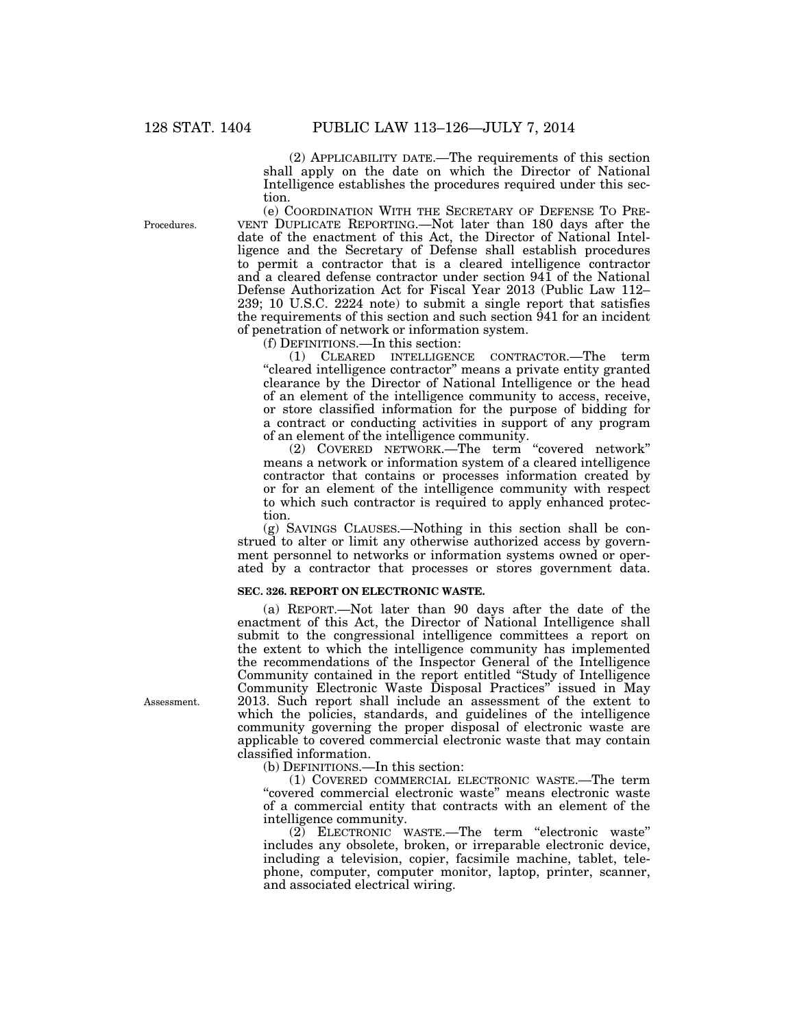(2) APPLICABILITY DATE.—The requirements of this section shall apply on the date on which the Director of National Intelligence establishes the procedures required under this section.

(e) COORDINATION WITH THE SECRETARY OF DEFENSE TO PREVENT DUPLICATE REPORTING.—Not later than 180 days after the date of the enactment of this Act, the Director of National Intelligence and the Secretary of Defense shall establish procedures to permit a contractor that is a cleared intelligence contractor and a cleared defense contractor under section 941 of the National Defense Authorization Act for Fiscal Year 2013 (Public Law 112–239; 10 U.S.C. 2224 note) to submit a single report that satisfies the requirements of this section and such section 941 for an incident of penetration of network or information system.

Procedures.

(f) DEFINITIONS.—In this section:

(1) CLEARED INTELLIGENCE CONTRACTOR.—The term "cleared intelligence contractor" means a private entity granted clearance by the Director of National Intelligence or the head of an element of the intelligence community to access, receive, or store classified information for the purpose of bidding for a contract or conducting activities in support of any program of an element of the intelligence community.

(2) COVERED NETWORK.—The term "covered network" means a network or information system of a cleared intelligence contractor that contains or processes information created by or for an element of the intelligence community with respect to which such contractor is required to apply enhanced protection.

(g) SAVINGS CLAUSES.—Nothing in this section shall be construed to alter or limit any otherwise authorized access by government personnel to networks or information systems owned or operated by a contractor that processes or stores government data.

**SEC. 326. REPORT ON ELECTRONIC WASTE.**

(a) REPORT.—Not later than 90 days after the date of the enactment of this Act, the Director of National Intelligence shall submit to the congressional intelligence committees a report on the extent to which the intelligence community has implemented the recommendations of the Inspector General of the Intelligence Community contained in the report entitled "Study of Intelligence Community Electronic Waste Disposal Practices" issued in May 2013. Such report shall include an assessment of the extent to which the policies, standards, and guidelines of the intelligence community governing the proper disposal of electronic waste are applicable to covered commercial electronic waste that may contain classified information.

Assessment.

(b) DEFINITIONS.—In this section:

(1) COVERED COMMERCIAL ELECTRONIC WASTE.—The term "covered commercial electronic waste" means electronic waste of a commercial entity that contracts with an element of the intelligence community.

(2) ELECTRONIC WASTE.—The term "electronic waste" includes any obsolete, broken, or irreparable electronic device, including a television, copier, facsimile machine, tablet, telephone, computer, computer monitor, laptop, printer, scanner, and associated electrical wiring.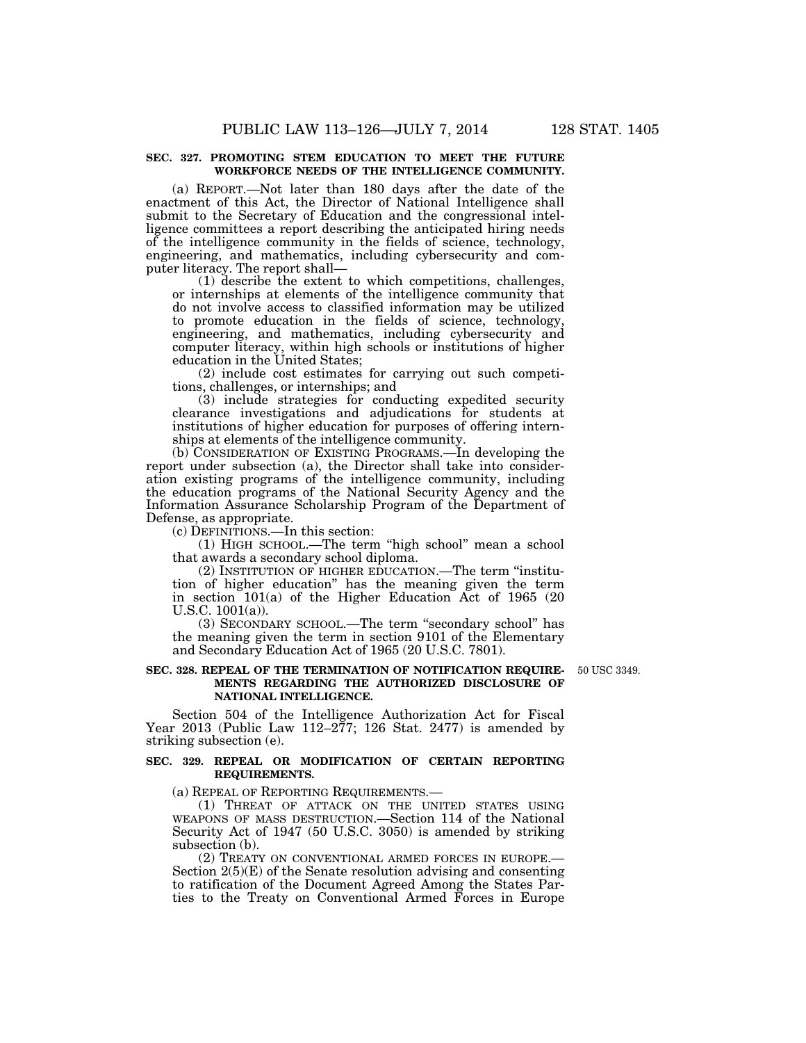**SEC. 327. PROMOTING STEM EDUCATION TO MEET THE FUTURE WORKFORCE NEEDS OF THE INTELLIGENCE COMMUNITY.**

(a) REPORT.—Not later than 180 days after the date of the enactment of this Act, the Director of National Intelligence shall submit to the Secretary of Education and the congressional intelligence committees a report describing the anticipated hiring needs of the intelligence community in the fields of science, technology, engineering, and mathematics, including cybersecurity and computer literacy. The report shall—

(1) describe the extent to which competitions, challenges, or internships at elements of the intelligence community that do not involve access to classified information may be utilized to promote education in the fields of science, technology, engineering, and mathematics, including cybersecurity and computer literacy, within high schools or institutions of higher education in the United States;

(2) include cost estimates for carrying out such competitions, challenges, or internships; and

(3) include strategies for conducting expedited security clearance investigations and adjudications for students at institutions of higher education for purposes of offering internships at elements of the intelligence community.

(b) CONSIDERATION OF EXISTING PROGRAMS.—In developing the report under subsection (a), the Director shall take into consideration existing programs of the intelligence community, including the education programs of the National Security Agency and the Information Assurance Scholarship Program of the Department of Defense, as appropriate.

(c) DEFINITIONS.—In this section:

(1) HIGH SCHOOL.—The term "high school" mean a school that awards a secondary school diploma.

(2) INSTITUTION OF HIGHER EDUCATION.—The term "institution of higher education" has the meaning given the term in section 101(a) of the Higher Education Act of 1965 (20 U.S.C. 1001(a)).

(3) SECONDARY SCHOOL.—The term "secondary school" has the meaning given the term in section 9101 of the Elementary and Secondary Education Act of 1965 (20 U.S.C. 7801).

**SEC. 328. REPEAL OF THE TERMINATION OF NOTIFICATION REQUIREMENTS REGARDING THE AUTHORIZED DISCLOSURE OF NATIONAL INTELLIGENCE.**

50 USC 3349.

Section 504 of the Intelligence Authorization Act for Fiscal Year 2013 (Public Law 112–277; 126 Stat. 2477) is amended by striking subsection (e).

**SEC. 329. REPEAL OR MODIFICATION OF CERTAIN REPORTING REQUIREMENTS.**

(a) REPEAL OF REPORTING REQUIREMENTS.—

(1) THREAT OF ATTACK ON THE UNITED STATES USING WEAPONS OF MASS DESTRUCTION.—Section 114 of the National Security Act of 1947 (50 U.S.C. 3050) is amended by striking subsection (b).

(2) TREATY ON CONVENTIONAL ARMED FORCES IN EUROPE.—Section 2(5)(E) of the Senate resolution advising and consenting to ratification of the Document Agreed Among the States Parties to the Treaty on Conventional Armed Forces in Europe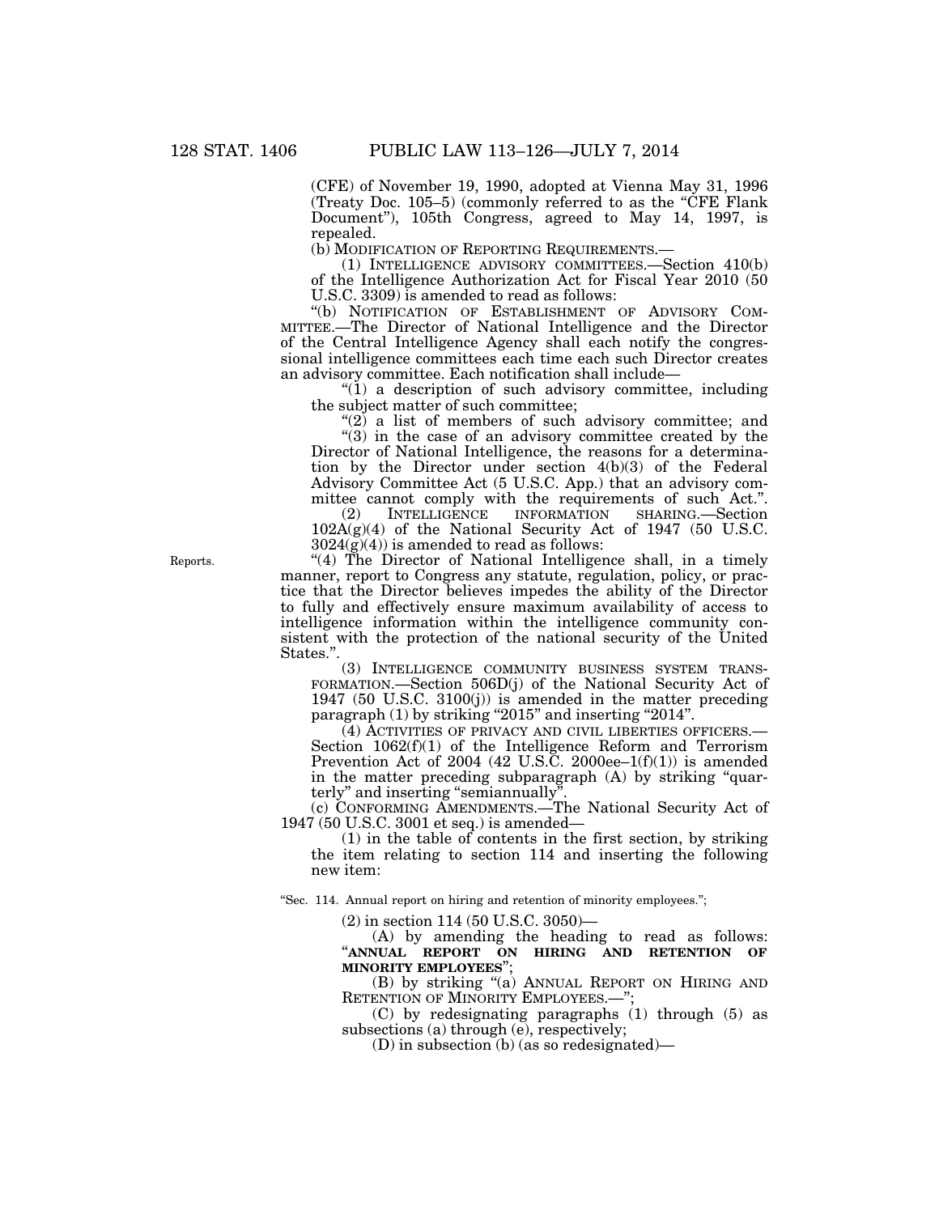(CFE) of November 19, 1990, adopted at Vienna May 31, 1996 (Treaty Doc. 105–5) (commonly referred to as the "CFE Flank Document"), 105th Congress, agreed to May 14, 1997, is repealed.

(b) MODIFICATION OF REPORTING REQUIREMENTS.—

(1) INTELLIGENCE ADVISORY COMMITTEES.—Section 410(b) of the Intelligence Authorization Act for Fiscal Year 2010 (50 U.S.C. 3309) is amended to read as follows:

"(b) NOTIFICATION OF ESTABLISHMENT OF ADVISORY COMMITTEE.—The Director of National Intelligence and the Director of the Central Intelligence Agency shall each notify the congressional intelligence committees each time each such Director creates an advisory committee. Each notification shall include—

"(1) a description of such advisory committee, including the subject matter of such committee;

"(2) a list of members of such advisory committee; and

"(3) in the case of an advisory committee created by the Director of National Intelligence, the reasons for a determination by the Director under section 4(b)(3) of the Federal Advisory Committee Act (5 U.S.C. App.) that an advisory committee cannot comply with the requirements of such Act.".

(2) INTELLIGENCE INFORMATION SHARING.—Section 102A(g)(4) of the National Security Act of 1947 (50 U.S.C. 3024(g)(4)) is amended to read as follows:

Reports.

"(4) The Director of National Intelligence shall, in a timely manner, report to Congress any statute, regulation, policy, or practice that the Director believes impedes the ability of the Director to fully and effectively ensure maximum availability of access to intelligence information within the intelligence community consistent with the protection of the national security of the United States.".

(3) INTELLIGENCE COMMUNITY BUSINESS SYSTEM TRANSFORMATION.—Section 506D(j) of the National Security Act of 1947 (50 U.S.C. 3100(j)) is amended in the matter preceding paragraph (1) by striking "2015" and inserting "2014".

(4) ACTIVITIES OF PRIVACY AND CIVIL LIBERTIES OFFICERS.—Section 1062(f)(1) of the Intelligence Reform and Terrorism Prevention Act of 2004 (42 U.S.C. 2000ee–1(f)(1)) is amended in the matter preceding subparagraph (A) by striking "quarterly" and inserting "semiannually".

(c) CONFORMING AMENDMENTS.—The National Security Act of 1947 (50 U.S.C. 3001 et seq.) is amended—

(1) in the table of contents in the first section, by striking the item relating to section 114 and inserting the following new item:

"Sec. 114. Annual report on hiring and retention of minority employees.";

(2) in section 114 (50 U.S.C. 3050)—

(A) by amending the heading to read as follows: "**ANNUAL REPORT ON HIRING AND RETENTION OF MINORITY EMPLOYEES**";

(B) by striking "(a) ANNUAL REPORT ON HIRING AND RETENTION OF MINORITY EMPLOYEES.—";

(C) by redesignating paragraphs (1) through (5) as subsections (a) through (e), respectively;

(D) in subsection (b) (as so redesignated)—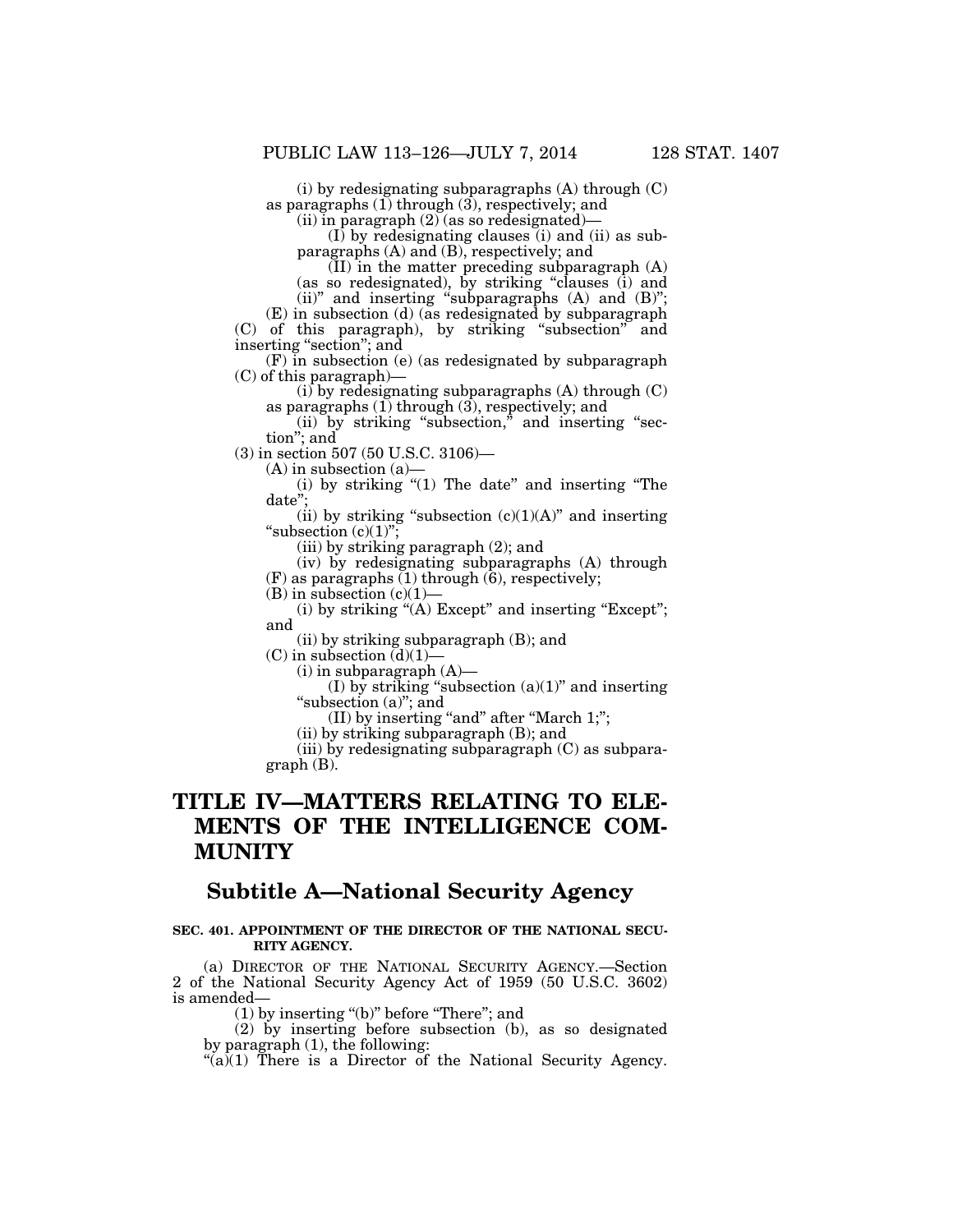(i) by redesignating subparagraphs (A) through (C) as paragraphs (1) through (3), respectively; and

(ii) in paragraph (2) (as so redesignated)—

(I) by redesignating clauses (i) and (ii) as subparagraphs (A) and (B), respectively; and

(II) in the matter preceding subparagraph (A) (as so redesignated), by striking "clauses (i) and (ii)" and inserting "subparagraphs (A) and (B)";

(E) in subsection (d) (as redesignated by subparagraph (C) of this paragraph), by striking "subsection" and inserting "section"; and

(F) in subsection (e) (as redesignated by subparagraph (C) of this paragraph)—

(i) by redesignating subparagraphs (A) through (C) as paragraphs (1) through (3), respectively; and

(ii) by striking "subsection," and inserting "section"; and

(3) in section 507 (50 U.S.C. 3106)—

(A) in subsection (a)—

(i) by striking "(1) The date" and inserting "The date";

(ii) by striking "subsection (c)(1)(A)" and inserting "subsection (c)(1)";

(iii) by striking paragraph (2); and

(iv) by redesignating subparagraphs (A) through (F) as paragraphs (1) through (6), respectively;

(B) in subsection (c)(1)—

(i) by striking "(A) Except" and inserting "Except"; and

(ii) by striking subparagraph (B); and

(C) in subsection (d)(1)—

(i) in subparagraph (A)—

(I) by striking "subsection (a)(1)" and inserting "subsection (a)"; and

(II) by inserting "and" after "March 1;";

(ii) by striking subparagraph (B); and

(iii) by redesignating subparagraph (C) as subparagraph (B).

# TITLE IV—MATTERS RELATING TO ELEMENTS OF THE INTELLIGENCE COMMUNITY

## Subtitle A—National Security Agency

### SEC. 401. APPOINTMENT OF THE DIRECTOR OF THE NATIONAL SECURITY AGENCY.

(a) DIRECTOR OF THE NATIONAL SECURITY AGENCY.—Section 2 of the National Security Agency Act of 1959 (50 U.S.C. 3602) is amended—

(1) by inserting "(b)" before "There"; and

(2) by inserting before subsection (b), as so designated by paragraph (1), the following:

"(a)(1) There is a Director of the National Security Agency.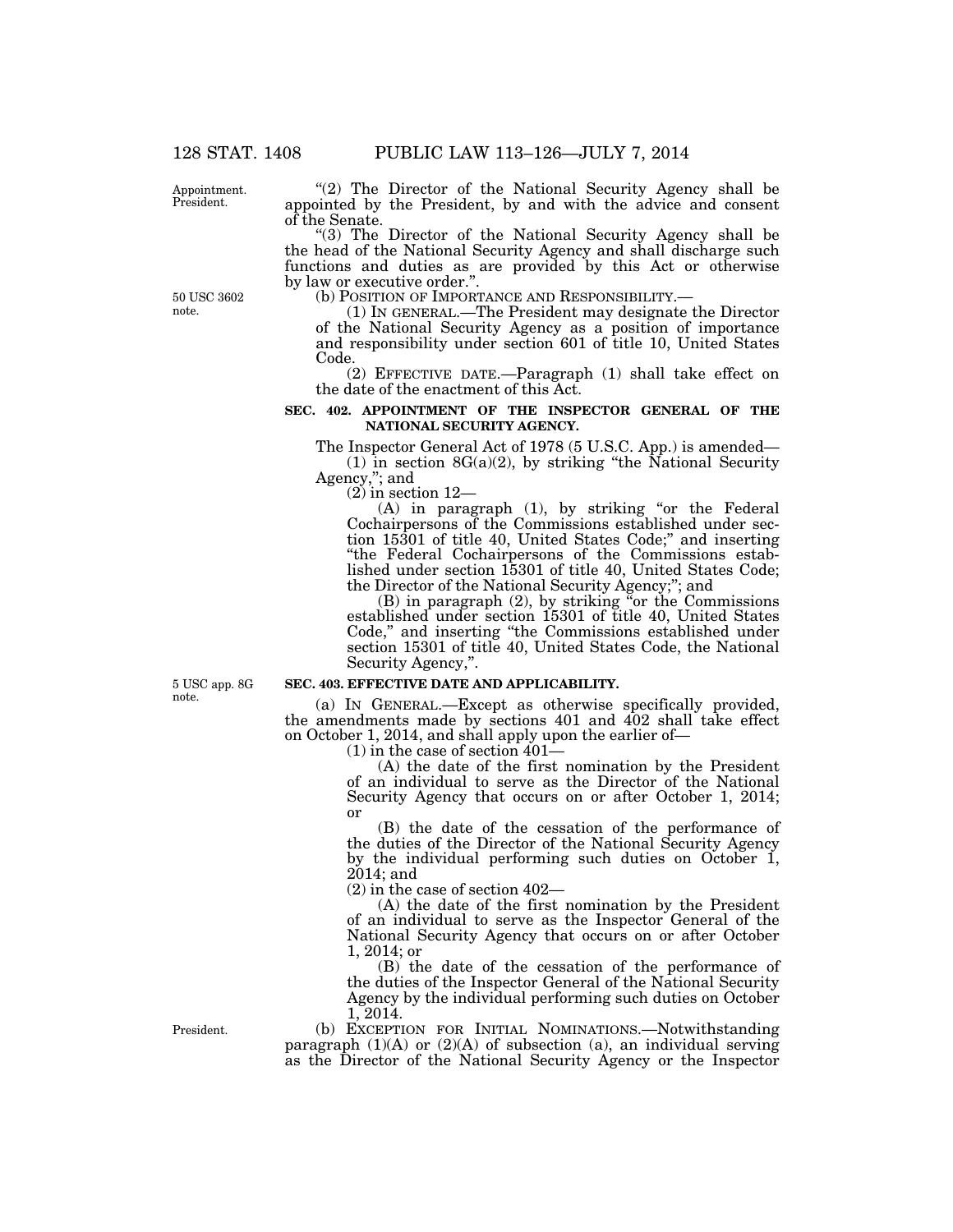"(2) The Director of the National Security Agency shall be appointed by the President, by and with the advice and consent of the Senate.

"(3) The Director of the National Security Agency shall be the head of the National Security Agency and shall discharge such functions and duties as are provided by this Act or otherwise by law or executive order.".

(b) POSITION OF IMPORTANCE AND RESPONSIBILITY.—

(1) IN GENERAL.—The President may designate the Director of the National Security Agency as a position of importance and responsibility under section 601 of title 10, United States Code.

(2) EFFECTIVE DATE.—Paragraph (1) shall take effect on the date of the enactment of this Act.

**SEC. 402. APPOINTMENT OF THE INSPECTOR GENERAL OF THE NATIONAL SECURITY AGENCY.**

The Inspector General Act of 1978 (5 U.S.C. App.) is amended—

(1) in section 8G(a)(2), by striking "the National Security Agency,"; and

(2) in section 12—

(A) in paragraph (1), by striking "or the Federal Cochairpersons of the Commissions established under section 15301 of title 40, United States Code;" and inserting "the Federal Cochairpersons of the Commissions established under section 15301 of title 40, United States Code; the Director of the National Security Agency;"; and

(B) in paragraph (2), by striking "or the Commissions established under section 15301 of title 40, United States Code," and inserting "the Commissions established under section 15301 of title 40, United States Code, the National Security Agency,".

**SEC. 403. EFFECTIVE DATE AND APPLICABILITY.**

(a) IN GENERAL.—Except as otherwise specifically provided, the amendments made by sections 401 and 402 shall take effect on October 1, 2014, and shall apply upon the earlier of—

(1) in the case of section 401—

(A) the date of the first nomination by the President of an individual to serve as the Director of the National Security Agency that occurs on or after October 1, 2014; or

(B) the date of the cessation of the performance of the duties of the Director of the National Security Agency by the individual performing such duties on October 1, 2014; and

(2) in the case of section 402—

(A) the date of the first nomination by the President of an individual to serve as the Inspector General of the National Security Agency that occurs on or after October 1, 2014; or

(B) the date of the cessation of the performance of the duties of the Inspector General of the National Security Agency by the individual performing such duties on October 1, 2014.

(b) EXCEPTION FOR INITIAL NOMINATIONS.—Notwithstanding paragraph (1)(A) or (2)(A) of subsection (a), an individual serving as the Director of the National Security Agency or the Inspector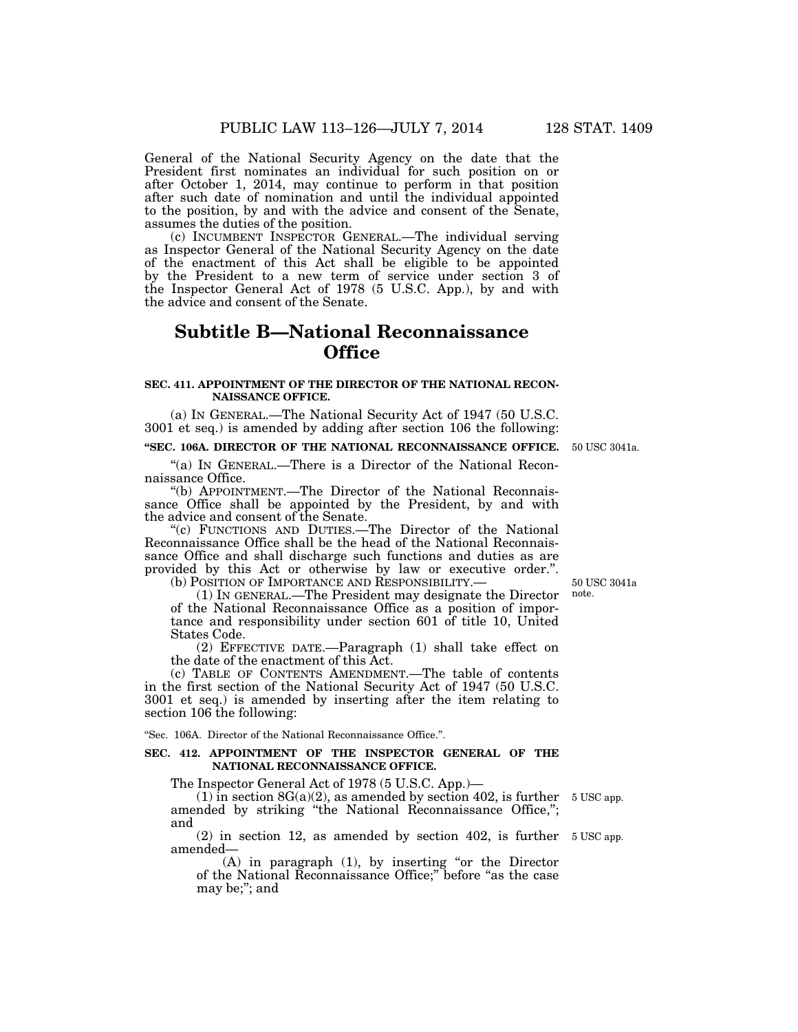General of the National Security Agency on the date that the President first nominates an individual for such position on or after October 1, 2014, may continue to perform in that position after such date of nomination and until the individual appointed to the position, by and with the advice and consent of the Senate, assumes the duties of the position.

(c) INCUMBENT INSPECTOR GENERAL.—The individual serving as Inspector General of the National Security Agency on the date of the enactment of this Act shall be eligible to be appointed by the President to a new term of service under section 3 of the Inspector General Act of 1978 (5 U.S.C. App.), by and with the advice and consent of the Senate.

## Subtitle B—National Reconnaissance Office

**SEC. 411. APPOINTMENT OF THE DIRECTOR OF THE NATIONAL RECONNAISSANCE OFFICE.**

(a) IN GENERAL.—The National Security Act of 1947 (50 U.S.C. 3001 et seq.) is amended by adding after section 106 the following:

**"SEC. 106A. DIRECTOR OF THE NATIONAL RECONNAISSANCE OFFICE.** 50 USC 3041a.

"(a) IN GENERAL.—There is a Director of the National Reconnaissance Office.

"(b) APPOINTMENT.—The Director of the National Reconnaissance Office shall be appointed by the President, by and with the advice and consent of the Senate.

"(c) FUNCTIONS AND DUTIES.—The Director of the National Reconnaissance Office shall be the head of the National Reconnaissance Office and shall discharge such functions and duties as are provided by this Act or otherwise by law or executive order.".

(b) POSITION OF IMPORTANCE AND RESPONSIBILITY.— 50 USC 3041a note.

(1) IN GENERAL.—The President may designate the Director of the National Reconnaissance Office as a position of importance and responsibility under section 601 of title 10, United States Code.

(2) EFFECTIVE DATE.—Paragraph (1) shall take effect on the date of the enactment of this Act.

(c) TABLE OF CONTENTS AMENDMENT.—The table of contents in the first section of the National Security Act of 1947 (50 U.S.C. 3001 et seq.) is amended by inserting after the item relating to section 106 the following:

"Sec. 106A. Director of the National Reconnaissance Office.".

**SEC. 412. APPOINTMENT OF THE INSPECTOR GENERAL OF THE NATIONAL RECONNAISSANCE OFFICE.**

The Inspector General Act of 1978 (5 U.S.C. App.)—

(1) in section 8G(a)(2), as amended by section 402, is further amended by striking "the National Reconnaissance Office,"; and 5 USC app.

(2) in section 12, as amended by section 402, is further amended— 5 USC app.

(A) in paragraph (1), by inserting "or the Director of the National Reconnaissance Office;" before "as the case may be;"; and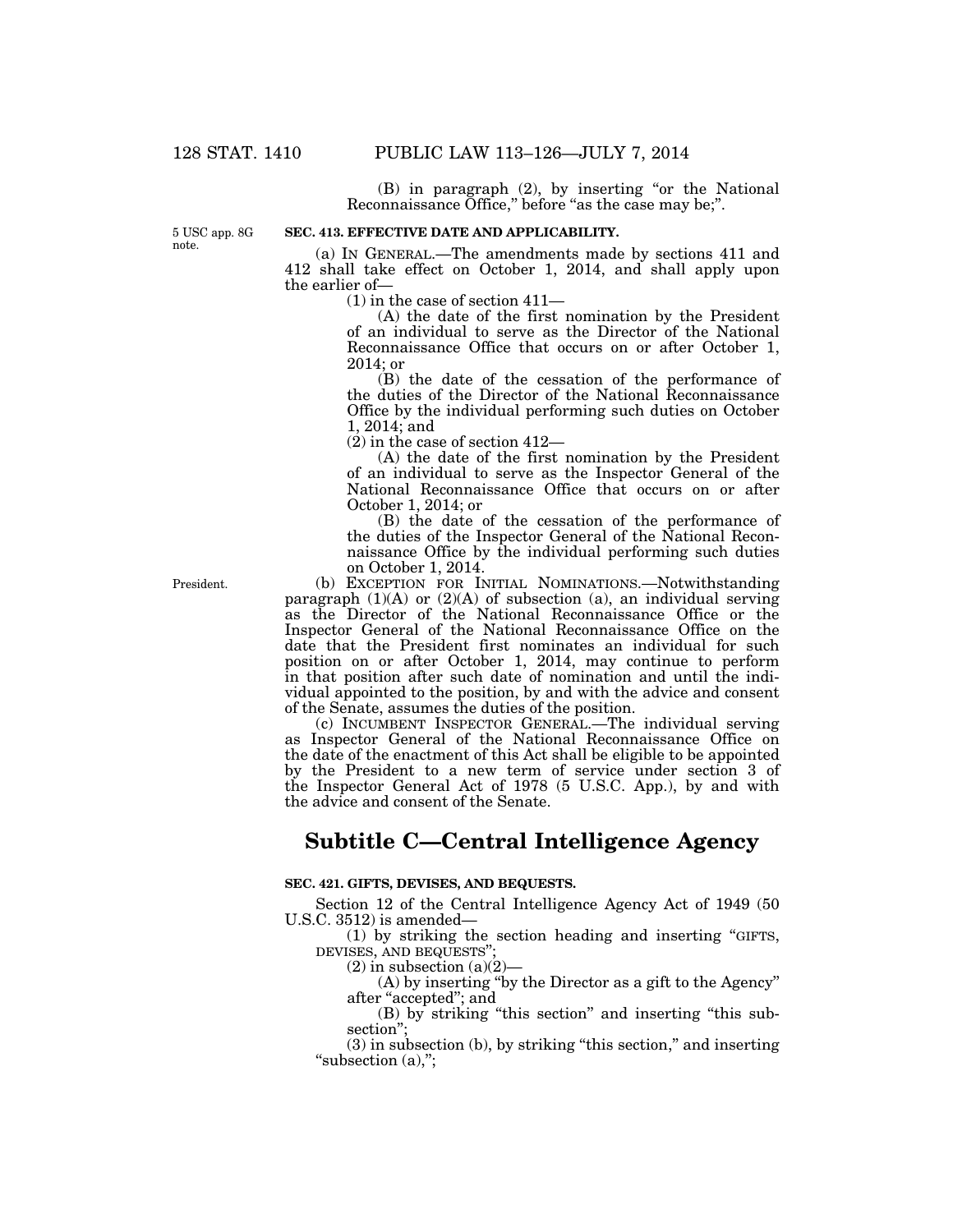(B) in paragraph (2), by inserting "or the National Reconnaissance Office," before "as the case may be;".

5 USC app. 8G note.

**SEC. 413. EFFECTIVE DATE AND APPLICABILITY.**

(a) IN GENERAL.—The amendments made by sections 411 and 412 shall take effect on October 1, 2014, and shall apply upon the earlier of—

(1) in the case of section 411—

(A) the date of the first nomination by the President of an individual to serve as the Director of the National Reconnaissance Office that occurs on or after October 1, 2014; or

(B) the date of the cessation of the performance of the duties of the Director of the National Reconnaissance Office by the individual performing such duties on October 1, 2014; and

(2) in the case of section 412—

(A) the date of the first nomination by the President of an individual to serve as the Inspector General of the National Reconnaissance Office that occurs on or after October 1, 2014; or

(B) the date of the cessation of the performance of the duties of the Inspector General of the National Reconnaissance Office by the individual performing such duties on October 1, 2014.

President.

(b) EXCEPTION FOR INITIAL NOMINATIONS.—Notwithstanding paragraph (1)(A) or (2)(A) of subsection (a), an individual serving as the Director of the National Reconnaissance Office or the Inspector General of the National Reconnaissance Office on the date that the President first nominates an individual for such position on or after October 1, 2014, may continue to perform in that position after such date of nomination and until the individual appointed to the position, by and with the advice and consent of the Senate, assumes the duties of the position.

(c) INCUMBENT INSPECTOR GENERAL.—The individual serving as Inspector General of the National Reconnaissance Office on the date of the enactment of this Act shall be eligible to be appointed by the President to a new term of service under section 3 of the Inspector General Act of 1978 (5 U.S.C. App.), by and with the advice and consent of the Senate.

# Subtitle C—Central Intelligence Agency

**SEC. 421. GIFTS, DEVISES, AND BEQUESTS.**

Section 12 of the Central Intelligence Agency Act of 1949 (50 U.S.C. 3512) is amended—

(1) by striking the section heading and inserting "GIFTS, DEVISES, AND BEQUESTS";

(2) in subsection (a)(2)—

(A) by inserting "by the Director as a gift to the Agency" after "accepted"; and

(B) by striking "this section" and inserting "this subsection";

(3) in subsection (b), by striking "this section," and inserting "subsection (a),";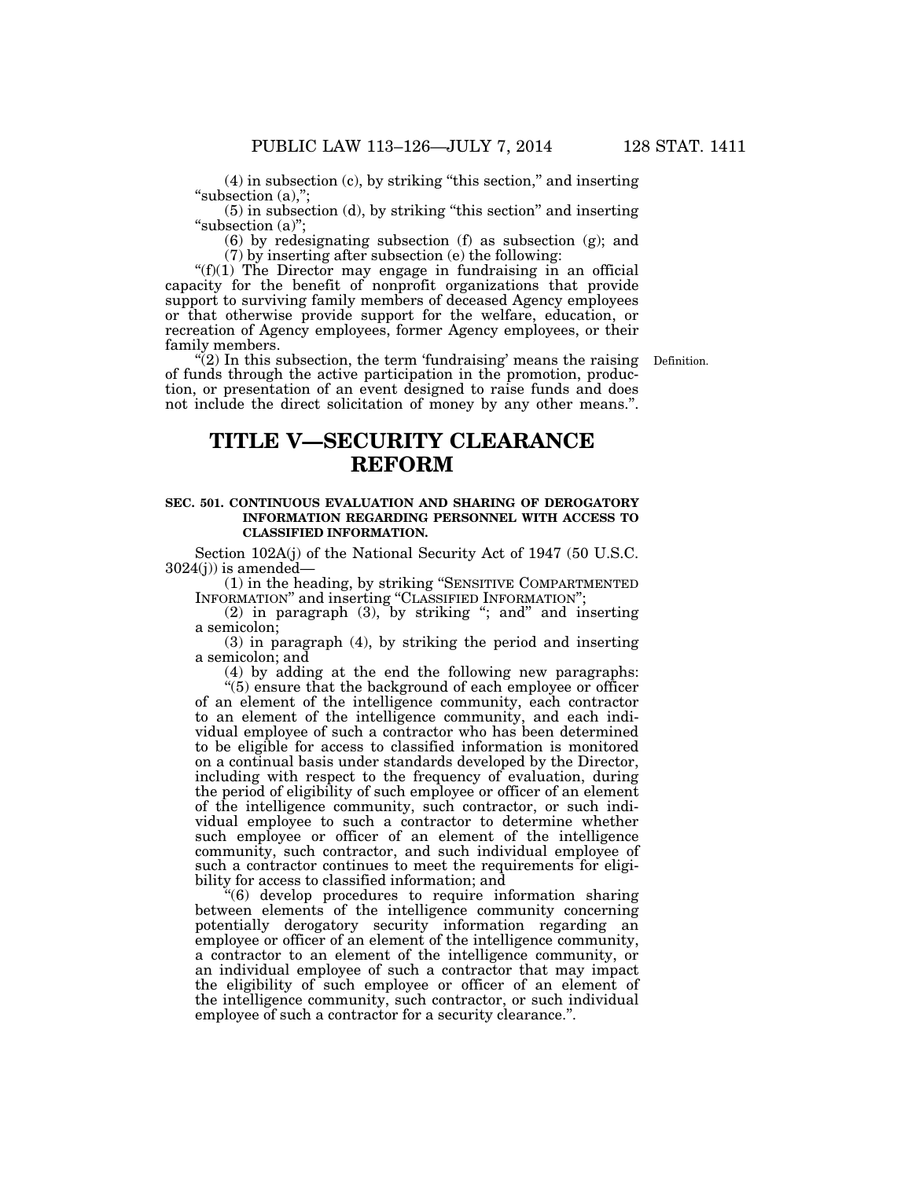(4) in subsection (c), by striking "this section," and inserting "subsection (a),";

(5) in subsection (d), by striking "this section" and inserting "subsection (a)";

(6) by redesignating subsection (f) as subsection (g); and

(7) by inserting after subsection (e) the following:

"(f)(1) The Director may engage in fundraising in an official capacity for the benefit of nonprofit organizations that provide support to surviving family members of deceased Agency employees or that otherwise provide support for the welfare, education, or recreation of Agency employees, former Agency employees, or their family members.

"(2) In this subsection, the term 'fundraising' means the raising of funds through the active participation in the promotion, production, or presentation of an event designed to raise funds and does not include the direct solicitation of money by any other means.".

Definition.

# TITLE V—SECURITY CLEARANCE REFORM

### SEC. 501. CONTINUOUS EVALUATION AND SHARING OF DEROGATORY INFORMATION REGARDING PERSONNEL WITH ACCESS TO CLASSIFIED INFORMATION.

Section 102A(j) of the National Security Act of 1947 (50 U.S.C. 3024(j)) is amended—

(1) in the heading, by striking "SENSITIVE COMPARTMENTED INFORMATION" and inserting "CLASSIFIED INFORMATION";

(2) in paragraph (3), by striking "; and" and inserting a semicolon;

(3) in paragraph (4), by striking the period and inserting a semicolon; and

(4) by adding at the end the following new paragraphs:

"(5) ensure that the background of each employee or officer of an element of the intelligence community, each contractor to an element of the intelligence community, and each individual employee of such a contractor who has been determined to be eligible for access to classified information is monitored on a continual basis under standards developed by the Director, including with respect to the frequency of evaluation, during the period of eligibility of such employee or officer of an element of the intelligence community, such contractor, or such individual employee to such a contractor to determine whether such employee or officer of an element of the intelligence community, such contractor, and such individual employee of such a contractor continues to meet the requirements for eligibility for access to classified information; and

"(6) develop procedures to require information sharing between elements of the intelligence community concerning potentially derogatory security information regarding an employee or officer of an element of the intelligence community, a contractor to an element of the intelligence community, or an individual employee of such a contractor that may impact the eligibility of such employee or officer of an element of the intelligence community, such contractor, or such individual employee of such a contractor for a security clearance.".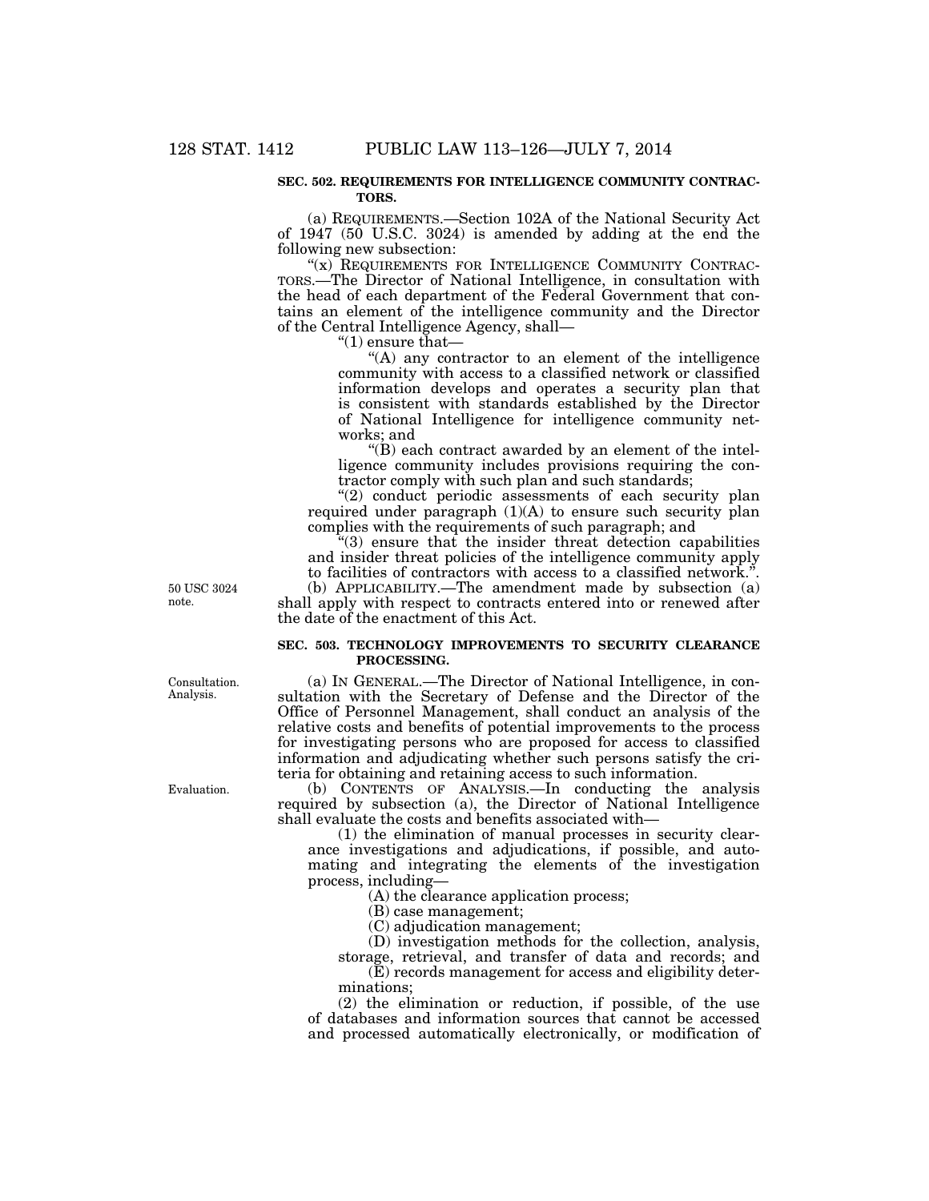**SEC. 502. REQUIREMENTS FOR INTELLIGENCE COMMUNITY CONTRACTORS.**

(a) REQUIREMENTS.—Section 102A of the National Security Act of 1947 (50 U.S.C. 3024) is amended by adding at the end the following new subsection:

"(x) REQUIREMENTS FOR INTELLIGENCE COMMUNITY CONTRACTORS.—The Director of National Intelligence, in consultation with the head of each department of the Federal Government that contains an element of the intelligence community and the Director of the Central Intelligence Agency, shall—

"(1) ensure that—

"(A) any contractor to an element of the intelligence community with access to a classified network or classified information develops and operates a security plan that is consistent with standards established by the Director of National Intelligence for intelligence community networks; and

"(B) each contract awarded by an element of the intelligence community includes provisions requiring the contractor comply with such plan and such standards;

"(2) conduct periodic assessments of each security plan required under paragraph (1)(A) to ensure such security plan complies with the requirements of such paragraph; and

"(3) ensure that the insider threat detection capabilities and insider threat policies of the intelligence community apply to facilities of contractors with access to a classified network.".

50 USC 3024 note.

(b) APPLICABILITY.—The amendment made by subsection (a) shall apply with respect to contracts entered into or renewed after the date of the enactment of this Act.

**SEC. 503. TECHNOLOGY IMPROVEMENTS TO SECURITY CLEARANCE PROCESSING.**

Consultation. Analysis.

(a) IN GENERAL.—The Director of National Intelligence, in consultation with the Secretary of Defense and the Director of the Office of Personnel Management, shall conduct an analysis of the relative costs and benefits of potential improvements to the process for investigating persons who are proposed for access to classified information and adjudicating whether such persons satisfy the criteria for obtaining and retaining access to such information.

Evaluation.

(b) CONTENTS OF ANALYSIS.—In conducting the analysis required by subsection (a), the Director of National Intelligence shall evaluate the costs and benefits associated with—

(1) the elimination of manual processes in security clearance investigations and adjudications, if possible, and automating and integrating the elements of the investigation process, including—

(A) the clearance application process;

(B) case management;

(C) adjudication management;

(D) investigation methods for the collection, analysis, storage, retrieval, and transfer of data and records; and

(E) records management for access and eligibility determinations;

(2) the elimination or reduction, if possible, of the use of databases and information sources that cannot be accessed and processed automatically electronically, or modification of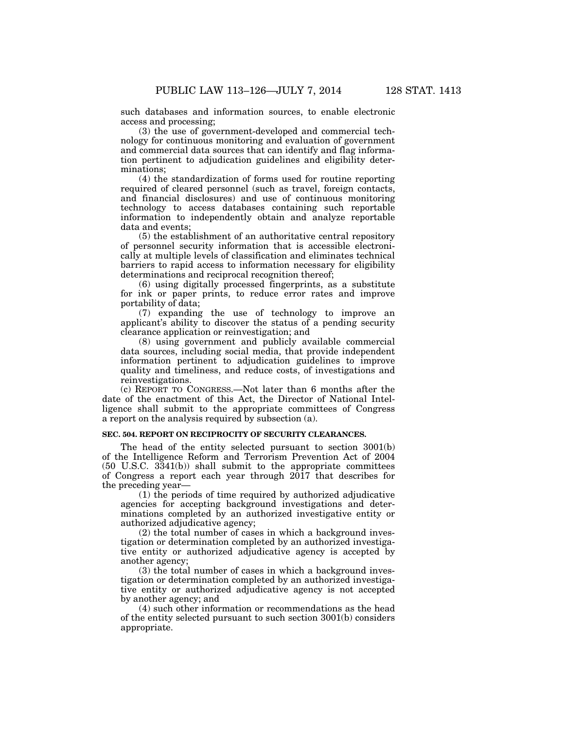such databases and information sources, to enable electronic access and processing;

(3) the use of government-developed and commercial technology for continuous monitoring and evaluation of government and commercial data sources that can identify and flag information pertinent to adjudication guidelines and eligibility determinations;

(4) the standardization of forms used for routine reporting required of cleared personnel (such as travel, foreign contacts, and financial disclosures) and use of continuous monitoring technology to access databases containing such reportable information to independently obtain and analyze reportable data and events;

(5) the establishment of an authoritative central repository of personnel security information that is accessible electronically at multiple levels of classification and eliminates technical barriers to rapid access to information necessary for eligibility determinations and reciprocal recognition thereof;

(6) using digitally processed fingerprints, as a substitute for ink or paper prints, to reduce error rates and improve portability of data;

(7) expanding the use of technology to improve an applicant's ability to discover the status of a pending security clearance application or reinvestigation; and

(8) using government and publicly available commercial data sources, including social media, that provide independent information pertinent to adjudication guidelines to improve quality and timeliness, and reduce costs, of investigations and reinvestigations.

(c) REPORT TO CONGRESS.—Not later than 6 months after the date of the enactment of this Act, the Director of National Intelligence shall submit to the appropriate committees of Congress a report on the analysis required by subsection (a).

**SEC. 504. REPORT ON RECIPROCITY OF SECURITY CLEARANCES.**

The head of the entity selected pursuant to section 3001(b) of the Intelligence Reform and Terrorism Prevention Act of 2004 (50 U.S.C. 3341(b)) shall submit to the appropriate committees of Congress a report each year through 2017 that describes for the preceding year—

(1) the periods of time required by authorized adjudicative agencies for accepting background investigations and determinations completed by an authorized investigative entity or authorized adjudicative agency;

(2) the total number of cases in which a background investigation or determination completed by an authorized investigative entity or authorized adjudicative agency is accepted by another agency;

(3) the total number of cases in which a background investigation or determination completed by an authorized investigative entity or authorized adjudicative agency is not accepted by another agency; and

(4) such other information or recommendations as the head of the entity selected pursuant to such section 3001(b) considers appropriate.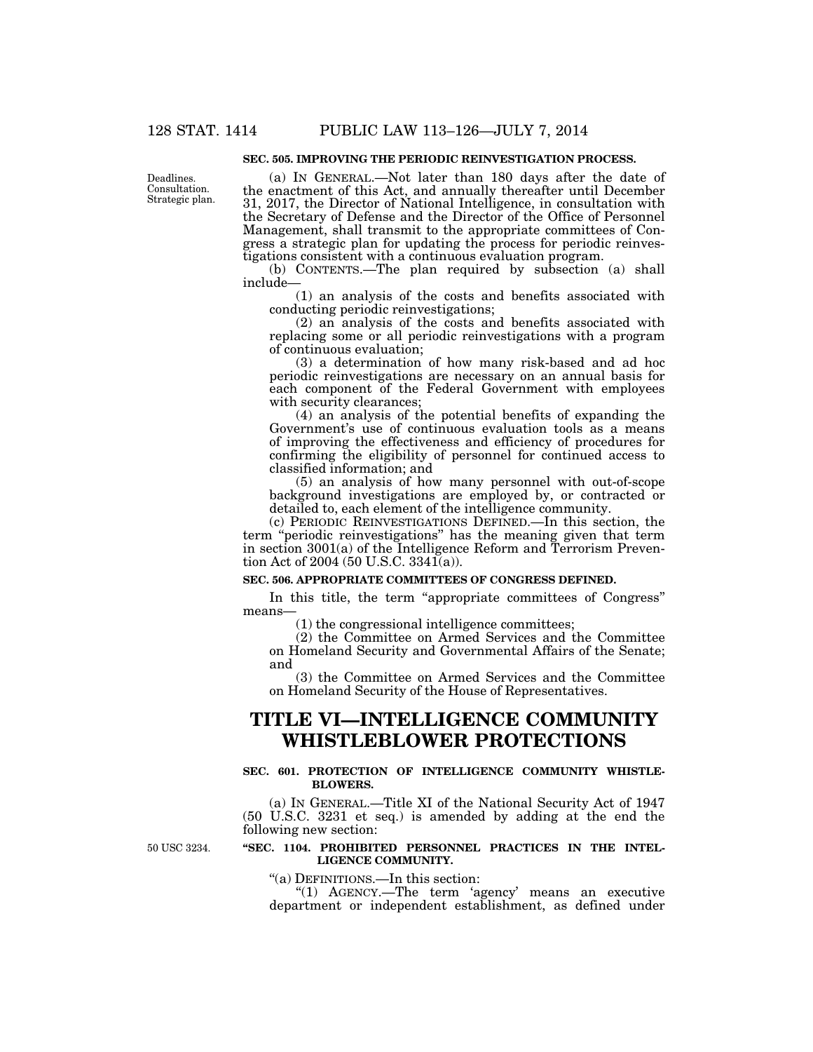**SEC. 505. IMPROVING THE PERIODIC REINVESTIGATION PROCESS.**

Deadlines. Consultation. Strategic plan.

(a) IN GENERAL.—Not later than 180 days after the date of the enactment of this Act, and annually thereafter until December 31, 2017, the Director of National Intelligence, in consultation with the Secretary of Defense and the Director of the Office of Personnel Management, shall transmit to the appropriate committees of Congress a strategic plan for updating the process for periodic reinvestigations consistent with a continuous evaluation program.

(b) CONTENTS.—The plan required by subsection (a) shall include—

(1) an analysis of the costs and benefits associated with conducting periodic reinvestigations;

(2) an analysis of the costs and benefits associated with replacing some or all periodic reinvestigations with a program of continuous evaluation;

(3) a determination of how many risk-based and ad hoc periodic reinvestigations are necessary on an annual basis for each component of the Federal Government with employees with security clearances;

(4) an analysis of the potential benefits of expanding the Government's use of continuous evaluation tools as a means of improving the effectiveness and efficiency of procedures for confirming the eligibility of personnel for continued access to classified information; and

(5) an analysis of how many personnel with out-of-scope background investigations are employed by, or contracted or detailed to, each element of the intelligence community.

(c) PERIODIC REINVESTIGATIONS DEFINED.—In this section, the term "periodic reinvestigations" has the meaning given that term in section 3001(a) of the Intelligence Reform and Terrorism Prevention Act of 2004 (50 U.S.C. 3341(a)).

**SEC. 506. APPROPRIATE COMMITTEES OF CONGRESS DEFINED.**

In this title, the term "appropriate committees of Congress" means—

(1) the congressional intelligence committees;

(2) the Committee on Armed Services and the Committee on Homeland Security and Governmental Affairs of the Senate; and

(3) the Committee on Armed Services and the Committee on Homeland Security of the House of Representatives.

# TITLE VI—INTELLIGENCE COMMUNITY WHISTLEBLOWER PROTECTIONS

**SEC. 601. PROTECTION OF INTELLIGENCE COMMUNITY WHISTLEBLOWERS.**

(a) IN GENERAL.—Title XI of the National Security Act of 1947 (50 U.S.C. 3231 et seq.) is amended by adding at the end the following new section:

50 USC 3234.

**"SEC. 1104. PROHIBITED PERSONNEL PRACTICES IN THE INTELLIGENCE COMMUNITY.**

"(a) DEFINITIONS.—In this section:

"(1) AGENCY.—The term 'agency' means an executive department or independent establishment, as defined under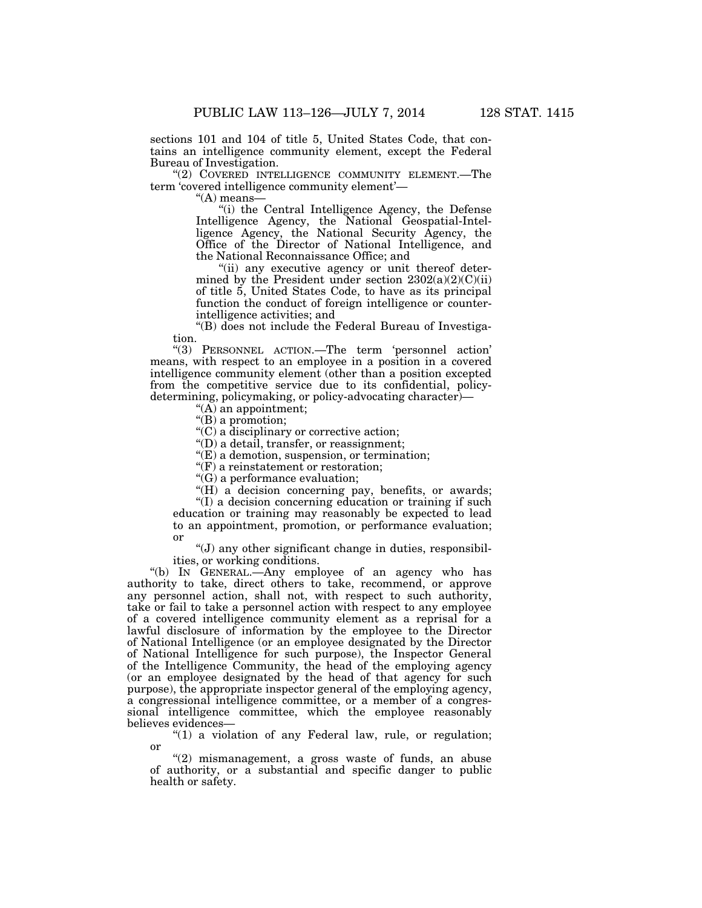sections 101 and 104 of title 5, United States Code, that contains an intelligence community element, except the Federal Bureau of Investigation.

"(2) COVERED INTELLIGENCE COMMUNITY ELEMENT.—The term 'covered intelligence community element'—

"(A) means—

"(i) the Central Intelligence Agency, the Defense Intelligence Agency, the National Geospatial-Intelligence Agency, the National Security Agency, the Office of the Director of National Intelligence, and the National Reconnaissance Office; and

"(ii) any executive agency or unit thereof determined by the President under section 2302(a)(2)(C)(ii) of title 5, United States Code, to have as its principal function the conduct of foreign intelligence or counterintelligence activities; and

"(B) does not include the Federal Bureau of Investigation.

"(3) PERSONNEL ACTION.—The term 'personnel action' means, with respect to an employee in a position in a covered intelligence community element (other than a position excepted from the competitive service due to its confidential, policy-determining, policymaking, or policy-advocating character)—

"(A) an appointment;

"(B) a promotion;

"(C) a disciplinary or corrective action;

"(D) a detail, transfer, or reassignment;

"(E) a demotion, suspension, or termination;

"(F) a reinstatement or restoration;

"(G) a performance evaluation;

"(H) a decision concerning pay, benefits, or awards;

"(I) a decision concerning education or training if such education or training may reasonably be expected to lead to an appointment, promotion, or performance evaluation; or

"(J) any other significant change in duties, responsibilities, or working conditions.

"(b) IN GENERAL.—Any employee of an agency who has authority to take, direct others to take, recommend, or approve any personnel action, shall not, with respect to such authority, take or fail to take a personnel action with respect to any employee of a covered intelligence community element as a reprisal for a lawful disclosure of information by the employee to the Director of National Intelligence (or an employee designated by the Director of National Intelligence for such purpose), the Inspector General of the Intelligence Community, the head of the employing agency (or an employee designated by the head of that agency for such purpose), the appropriate inspector general of the employing agency, a congressional intelligence committee, or a member of a congressional intelligence committee, which the employee reasonably believes evidences—

"(1) a violation of any Federal law, rule, or regulation; or

"(2) mismanagement, a gross waste of funds, an abuse of authority, or a substantial and specific danger to public health or safety.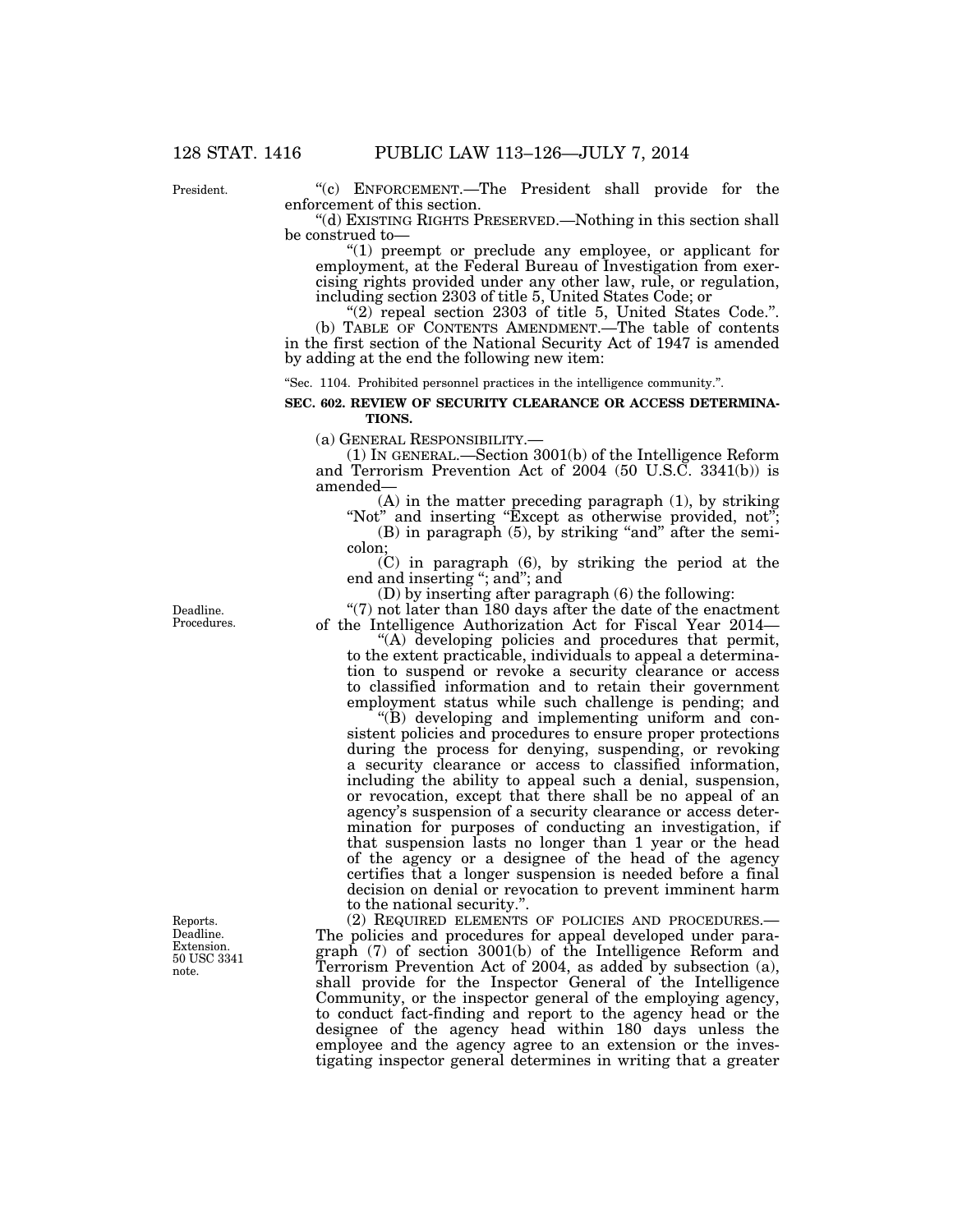"(c) ENFORCEMENT.—The President shall provide for the enforcement of this section.

"(d) EXISTING RIGHTS PRESERVED.—Nothing in this section shall be construed to—

"(1) preempt or preclude any employee, or applicant for employment, at the Federal Bureau of Investigation from exercising rights provided under any other law, rule, or regulation, including section 2303 of title 5, United States Code; or

"(2) repeal section 2303 of title 5, United States Code.".

(b) TABLE OF CONTENTS AMENDMENT.—The table of contents in the first section of the National Security Act of 1947 is amended by adding at the end the following new item:

"Sec. 1104. Prohibited personnel practices in the intelligence community.".

**SEC. 602. REVIEW OF SECURITY CLEARANCE OR ACCESS DETERMINATIONS.**

(a) GENERAL RESPONSIBILITY.—

(1) IN GENERAL.—Section 3001(b) of the Intelligence Reform and Terrorism Prevention Act of 2004 (50 U.S.C. 3341(b)) is amended—

(A) in the matter preceding paragraph (1), by striking "Not" and inserting "Except as otherwise provided, not";

(B) in paragraph (5), by striking "and" after the semicolon;

(C) in paragraph (6), by striking the period at the end and inserting "; and"; and

(D) by inserting after paragraph (6) the following:

"(7) not later than 180 days after the date of the enactment of the Intelligence Authorization Act for Fiscal Year 2014—

"(A) developing policies and procedures that permit, to the extent practicable, individuals to appeal a determination to suspend or revoke a security clearance or access to classified information and to retain their government employment status while such challenge is pending; and

"(B) developing and implementing uniform and consistent policies and procedures to ensure proper protections during the process for denying, suspending, or revoking a security clearance or access to classified information, including the ability to appeal such a denial, suspension, or revocation, except that there shall be no appeal of an agency's suspension of a security clearance or access determination for purposes of conducting an investigation, if that suspension lasts no longer than 1 year or the head of the agency or a designee of the head of the agency certifies that a longer suspension is needed before a final decision on denial or revocation to prevent imminent harm to the national security.".

(2) REQUIRED ELEMENTS OF POLICIES AND PROCEDURES.—The policies and procedures for appeal developed under paragraph (7) of section 3001(b) of the Intelligence Reform and Terrorism Prevention Act of 2004, as added by subsection (a), shall provide for the Inspector General of the Intelligence Community, or the inspector general of the employing agency, to conduct fact-finding and report to the agency head or the designee of the agency head within 180 days unless the employee and the agency agree to an extension or the investigating inspector general determines in writing that a greater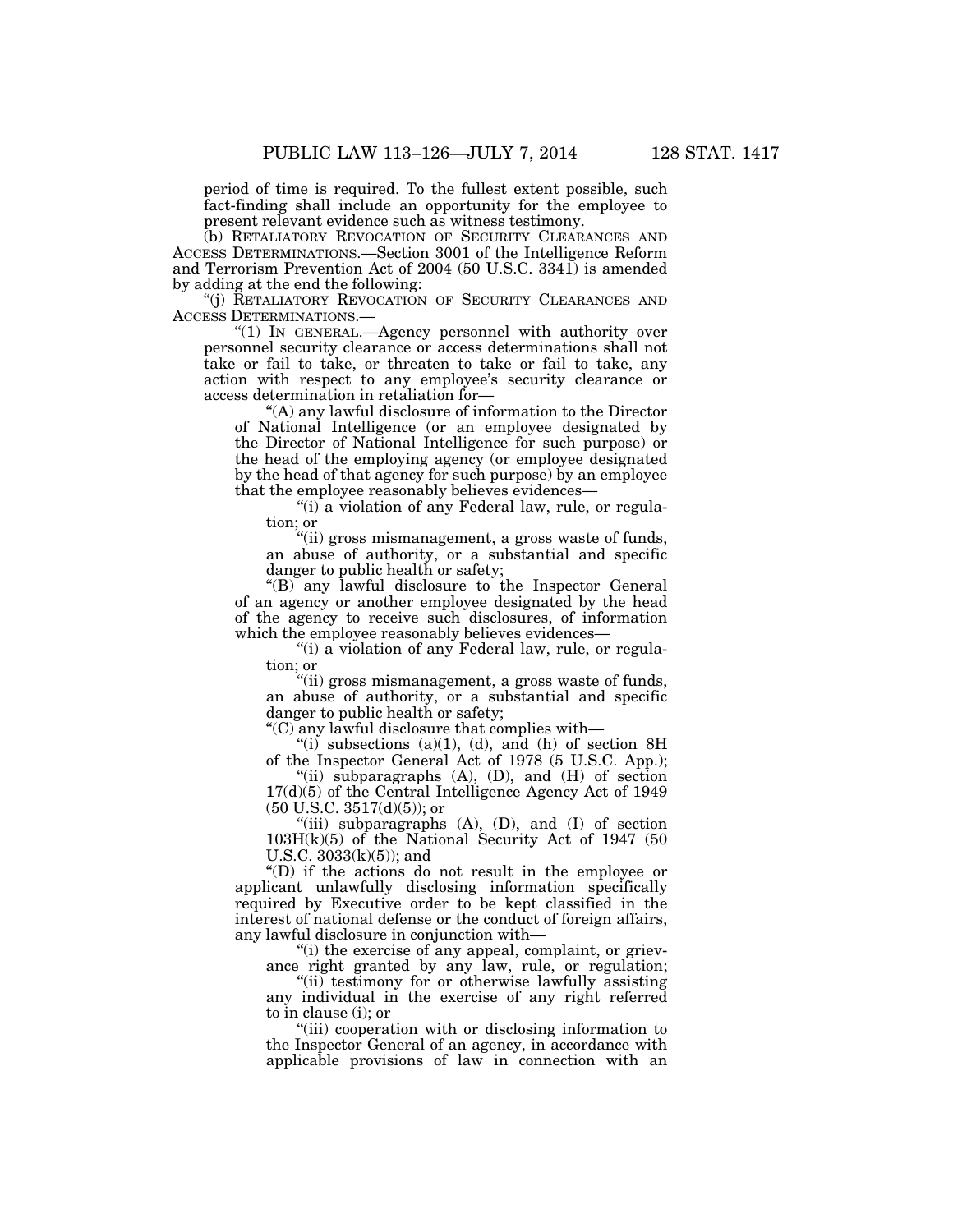period of time is required. To the fullest extent possible, such fact-finding shall include an opportunity for the employee to present relevant evidence such as witness testimony.

(b) RETALIATORY REVOCATION OF SECURITY CLEARANCES AND ACCESS DETERMINATIONS.—Section 3001 of the Intelligence Reform and Terrorism Prevention Act of 2004 (50 U.S.C. 3341) is amended by adding at the end the following:

"(j) RETALIATORY REVOCATION OF SECURITY CLEARANCES AND ACCESS DETERMINATIONS.—

"(1) IN GENERAL.—Agency personnel with authority over personnel security clearance or access determinations shall not take or fail to take, or threaten to take or fail to take, any action with respect to any employee's security clearance or access determination in retaliation for—

"(A) any lawful disclosure of information to the Director of National Intelligence (or an employee designated by the Director of National Intelligence for such purpose) or the head of the employing agency (or employee designated by the head of that agency for such purpose) by an employee that the employee reasonably believes evidences—

"(i) a violation of any Federal law, rule, or regulation; or

"(ii) gross mismanagement, a gross waste of funds, an abuse of authority, or a substantial and specific danger to public health or safety;

"(B) any lawful disclosure to the Inspector General of an agency or another employee designated by the head of the agency to receive such disclosures, of information which the employee reasonably believes evidences—

"(i) a violation of any Federal law, rule, or regulation; or

"(ii) gross mismanagement, a gross waste of funds, an abuse of authority, or a substantial and specific danger to public health or safety;

"(C) any lawful disclosure that complies with—

"(i) subsections (a)(1), (d), and (h) of section 8H of the Inspector General Act of 1978 (5 U.S.C. App.);

"(ii) subparagraphs (A), (D), and (H) of section 17(d)(5) of the Central Intelligence Agency Act of 1949 (50 U.S.C. 3517(d)(5)); or

"(iii) subparagraphs (A), (D), and (I) of section 103H(k)(5) of the National Security Act of 1947 (50 U.S.C. 3033(k)(5)); and

"(D) if the actions do not result in the employee or applicant unlawfully disclosing information specifically required by Executive order to be kept classified in the interest of national defense or the conduct of foreign affairs, any lawful disclosure in conjunction with—

"(i) the exercise of any appeal, complaint, or grievance right granted by any law, rule, or regulation;

"(ii) testimony for or otherwise lawfully assisting any individual in the exercise of any right referred to in clause (i); or

"(iii) cooperation with or disclosing information to the Inspector General of an agency, in accordance with applicable provisions of law in connection with an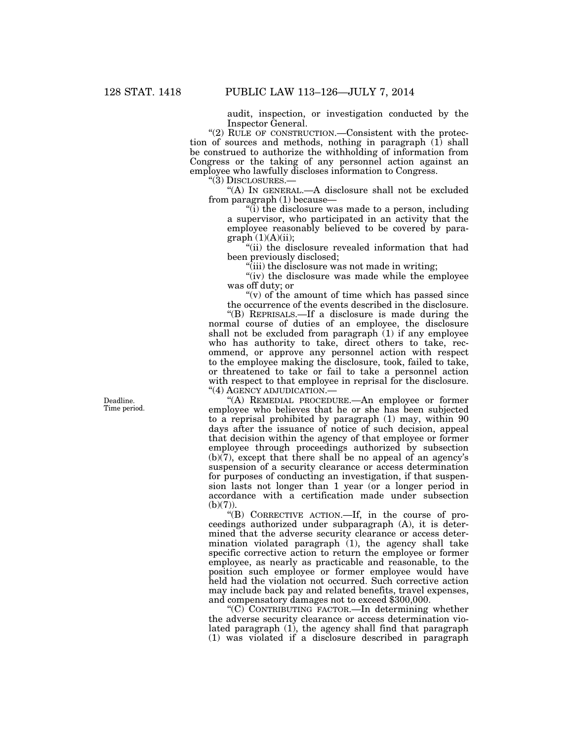audit, inspection, or investigation conducted by the Inspector General.

"(2) RULE OF CONSTRUCTION.—Consistent with the protection of sources and methods, nothing in paragraph (1) shall be construed to authorize the withholding of information from Congress or the taking of any personnel action against an employee who lawfully discloses information to Congress.

"(3) DISCLOSURES.—

"(A) IN GENERAL.—A disclosure shall not be excluded from paragraph (1) because—

"(i) the disclosure was made to a person, including a supervisor, who participated in an activity that the employee reasonably believed to be covered by paragraph (1)(A)(ii);

"(ii) the disclosure revealed information that had been previously disclosed;

"(iii) the disclosure was not made in writing;

"(iv) the disclosure was made while the employee was off duty; or

"(v) of the amount of time which has passed since the occurrence of the events described in the disclosure.

"(B) REPRISALS.—If a disclosure is made during the normal course of duties of an employee, the disclosure shall not be excluded from paragraph (1) if any employee who has authority to take, direct others to take, recommend, or approve any personnel action with respect to the employee making the disclosure, took, failed to take, or threatened to take or fail to take a personnel action with respect to that employee in reprisal for the disclosure.

"(4) AGENCY ADJUDICATION.—

Deadline.
Time period.

"(A) REMEDIAL PROCEDURE.—An employee or former employee who believes that he or she has been subjected to a reprisal prohibited by paragraph (1) may, within 90 days after the issuance of notice of such decision, appeal that decision within the agency of that employee or former employee through proceedings authorized by subsection (b)(7), except that there shall be no appeal of an agency's suspension of a security clearance or access determination for purposes of conducting an investigation, if that suspension lasts not longer than 1 year (or a longer period in accordance with a certification made under subsection (b)(7)).

"(B) CORRECTIVE ACTION.—If, in the course of proceedings authorized under subparagraph (A), it is determined that the adverse security clearance or access determination violated paragraph (1), the agency shall take specific corrective action to return the employee or former employee, as nearly as practicable and reasonable, to the position such employee or former employee would have held had the violation not occurred. Such corrective action may include back pay and related benefits, travel expenses, and compensatory damages not to exceed $300,000.

"(C) CONTRIBUTING FACTOR.—In determining whether the adverse security clearance or access determination violated paragraph (1), the agency shall find that paragraph (1) was violated if a disclosure described in paragraph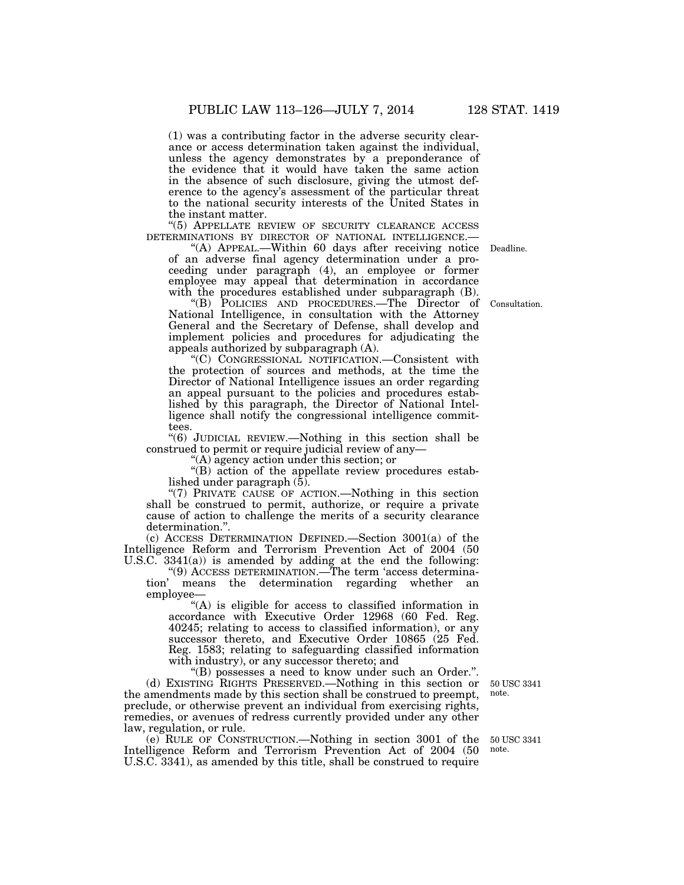(1) was a contributing factor in the adverse security clearance or access determination taken against the individual, unless the agency demonstrates by a preponderance of the evidence that it would have taken the same action in the absence of such disclosure, giving the utmost deference to the agency's assessment of the particular threat to the national security interests of the United States in the instant matter.

"(5) APPELLATE REVIEW OF SECURITY CLEARANCE ACCESS DETERMINATIONS BY DIRECTOR OF NATIONAL INTELLIGENCE.—

"(A) APPEAL.—Within 60 days after receiving notice of an adverse final agency determination under a proceeding under paragraph (4), an employee or former employee may appeal that determination in accordance with the procedures established under subparagraph (B).

Deadline.

"(B) POLICIES AND PROCEDURES.—The Director of National Intelligence, in consultation with the Attorney General and the Secretary of Defense, shall develop and implement policies and procedures for adjudicating the appeals authorized by subparagraph (A).

Consultation.

"(C) CONGRESSIONAL NOTIFICATION.—Consistent with the protection of sources and methods, at the time the Director of National Intelligence issues an order regarding an appeal pursuant to the policies and procedures established by this paragraph, the Director of National Intelligence shall notify the congressional intelligence committees.

"(6) JUDICIAL REVIEW.—Nothing in this section shall be construed to permit or require judicial review of any—

"(A) agency action under this section; or

"(B) action of the appellate review procedures established under paragraph (5).

"(7) PRIVATE CAUSE OF ACTION.—Nothing in this section shall be construed to permit, authorize, or require a private cause of action to challenge the merits of a security clearance determination.".

(c) ACCESS DETERMINATION DEFINED.—Section 3001(a) of the Intelligence Reform and Terrorism Prevention Act of 2004 (50 U.S.C. 3341(a)) is amended by adding at the end the following:

"(9) ACCESS DETERMINATION.—The term 'access determination' means the determination regarding whether an employee—

"(A) is eligible for access to classified information in accordance with Executive Order 12968 (60 Fed. Reg. 40245; relating to access to classified information), or any successor thereto, and Executive Order 10865 (25 Fed. Reg. 1583; relating to safeguarding classified information with industry), or any successor thereto; and

"(B) possesses a need to know under such an Order.".

(d) EXISTING RIGHTS PRESERVED.—Nothing in this section or the amendments made by this section shall be construed to preempt, preclude, or otherwise prevent an individual from exercising rights, remedies, or avenues of redress currently provided under any other law, regulation, or rule.

50 USC 3341 note.

(e) RULE OF CONSTRUCTION.—Nothing in section 3001 of the Intelligence Reform and Terrorism Prevention Act of 2004 (50 U.S.C. 3341), as amended by this title, shall be construed to require

50 USC 3341 note.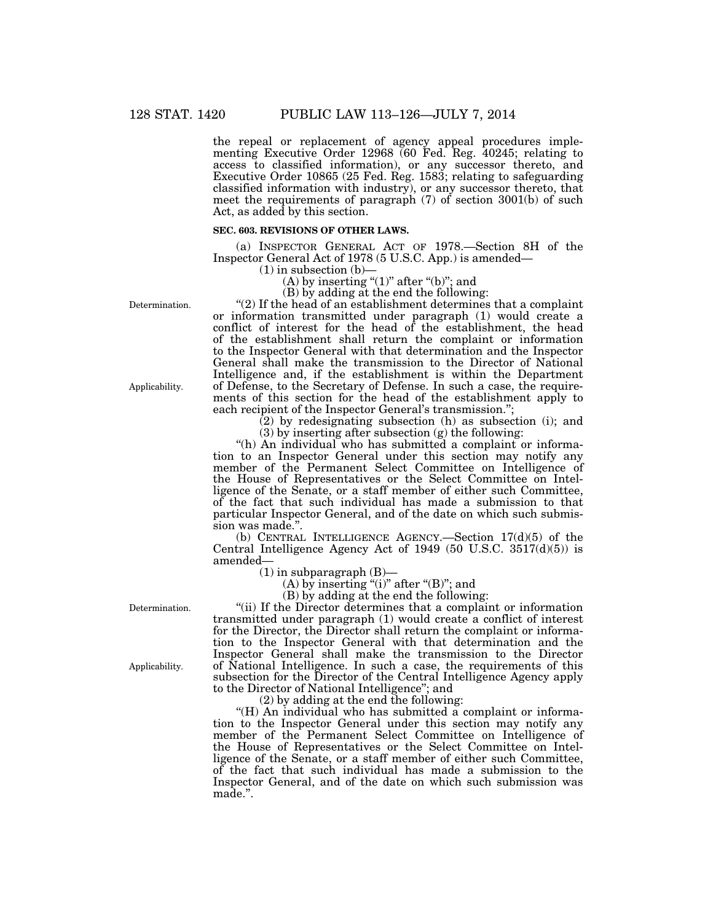the repeal or replacement of agency appeal procedures implementing Executive Order 12968 (60 Fed. Reg. 40245; relating to access to classified information), or any successor thereto, and Executive Order 10865 (25 Fed. Reg. 1583; relating to safeguarding classified information with industry), or any successor thereto, that meet the requirements of paragraph (7) of section 3001(b) of such Act, as added by this section.

**SEC. 603. REVISIONS OF OTHER LAWS.**

(a) INSPECTOR GENERAL ACT OF 1978.—Section 8H of the Inspector General Act of 1978 (5 U.S.C. App.) is amended—

(1) in subsection (b)—

(A) by inserting "(1)" after "(b)"; and

(B) by adding at the end the following:

Determination.

"(2) If the head of an establishment determines that a complaint or information transmitted under paragraph (1) would create a conflict of interest for the head of the establishment, the head of the establishment shall return the complaint or information to the Inspector General with that determination and the Inspector General shall make the transmission to the Director of National Intelligence and, if the establishment is within the Department of Defense, to the Secretary of Defense. In such a case, the requirements of this section for the head of the establishment apply to each recipient of the Inspector General's transmission.";

Applicability.

(2) by redesignating subsection (h) as subsection (i); and

(3) by inserting after subsection (g) the following:

"(h) An individual who has submitted a complaint or information to an Inspector General under this section may notify any member of the Permanent Select Committee on Intelligence of the House of Representatives or the Select Committee on Intelligence of the Senate, or a staff member of either such Committee, of the fact that such individual has made a submission to that particular Inspector General, and of the date on which such submission was made.".

(b) CENTRAL INTELLIGENCE AGENCY.—Section 17(d)(5) of the Central Intelligence Agency Act of 1949 (50 U.S.C. 3517(d)(5)) is amended—

(1) in subparagraph (B)—

(A) by inserting "(i)" after "(B)"; and

(B) by adding at the end the following:

Determination.

"(ii) If the Director determines that a complaint or information transmitted under paragraph (1) would create a conflict of interest for the Director, the Director shall return the complaint or information to the Inspector General with that determination and the Inspector General shall make the transmission to the Director of National Intelligence. In such a case, the requirements of this subsection for the Director of the Central Intelligence Agency apply to the Director of National Intelligence"; and

Applicability.

(2) by adding at the end the following:

"(H) An individual who has submitted a complaint or information to the Inspector General under this section may notify any member of the Permanent Select Committee on Intelligence of the House of Representatives or the Select Committee on Intelligence of the Senate, or a staff member of either such Committee, of the fact that such individual has made a submission to the Inspector General, and of the date on which such submission was made.".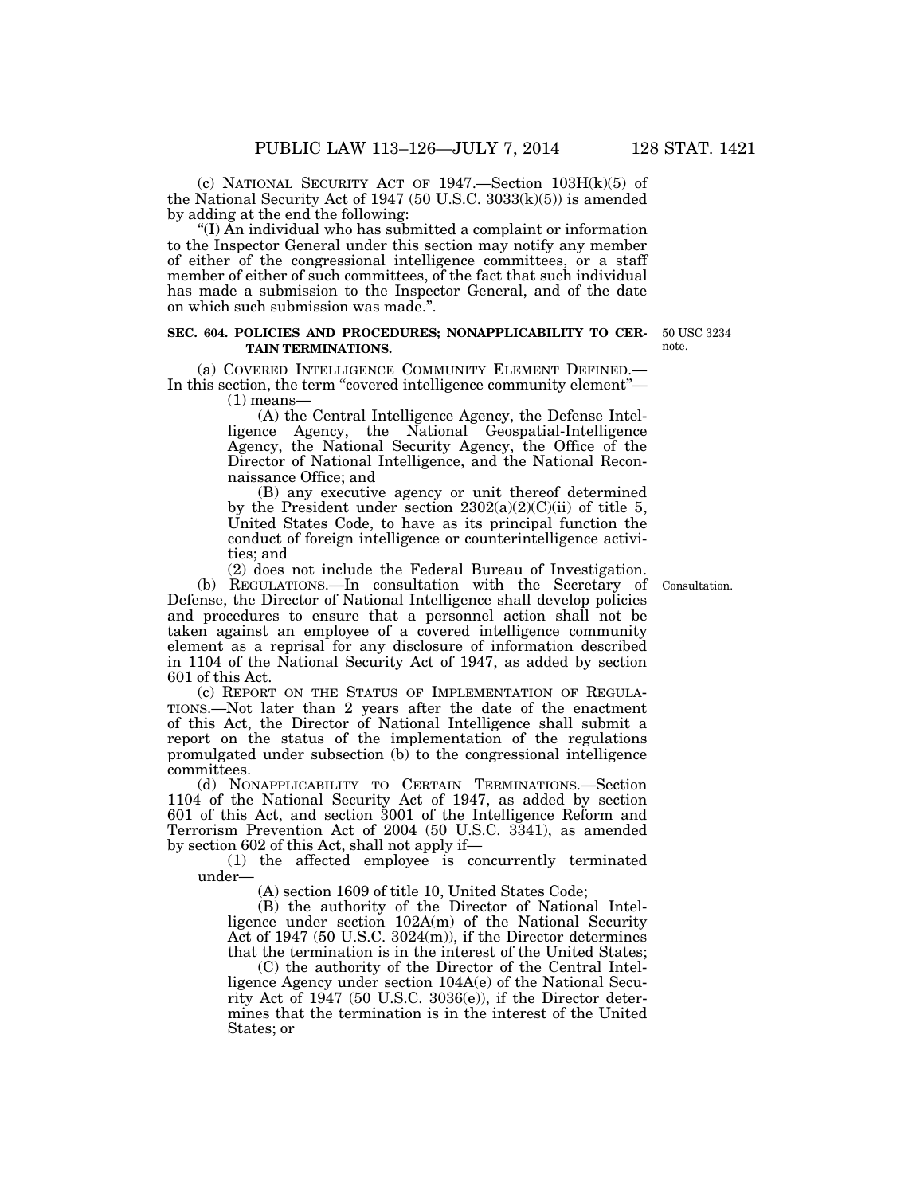(c) NATIONAL SECURITY ACT OF 1947.—Section 103H(k)(5) of the National Security Act of 1947 (50 U.S.C. 3033(k)(5)) is amended by adding at the end the following:

"(I) An individual who has submitted a complaint or information to the Inspector General under this section may notify any member of either of the congressional intelligence committees, or a staff member of either of such committees, of the fact that such individual has made a submission to the Inspector General, and of the date on which such submission was made.".

**SEC. 604. POLICIES AND PROCEDURES; NONAPPLICABILITY TO CERTAIN TERMINATIONS.**

50 USC 3234 note.

(a) COVERED INTELLIGENCE COMMUNITY ELEMENT DEFINED.—In this section, the term "covered intelligence community element"—

(1) means—

(A) the Central Intelligence Agency, the Defense Intelligence Agency, the National Geospatial-Intelligence Agency, the National Security Agency, the Office of the Director of National Intelligence, and the National Reconnaissance Office; and

(B) any executive agency or unit thereof determined by the President under section 2302(a)(2)(C)(ii) of title 5, United States Code, to have as its principal function the conduct of foreign intelligence or counterintelligence activities; and

(2) does not include the Federal Bureau of Investigation.

(b) REGULATIONS.—In consultation with the Secretary of Defense, the Director of National Intelligence shall develop policies and procedures to ensure that a personnel action shall not be taken against an employee of a covered intelligence community element as a reprisal for any disclosure of information described in 1104 of the National Security Act of 1947, as added by section 601 of this Act.

Consultation.

(c) REPORT ON THE STATUS OF IMPLEMENTATION OF REGULATIONS.—Not later than 2 years after the date of the enactment of this Act, the Director of National Intelligence shall submit a report on the status of the implementation of the regulations promulgated under subsection (b) to the congressional intelligence committees.

(d) NONAPPLICABILITY TO CERTAIN TERMINATIONS.—Section 1104 of the National Security Act of 1947, as added by section 601 of this Act, and section 3001 of the Intelligence Reform and Terrorism Prevention Act of 2004 (50 U.S.C. 3341), as amended by section 602 of this Act, shall not apply if—

(1) the affected employee is concurrently terminated under—

(A) section 1609 of title 10, United States Code;

(B) the authority of the Director of National Intelligence under section 102A(m) of the National Security Act of 1947 (50 U.S.C. 3024(m)), if the Director determines that the termination is in the interest of the United States;

(C) the authority of the Director of the Central Intelligence Agency under section 104A(e) of the National Security Act of 1947 (50 U.S.C. 3036(e)), if the Director determines that the termination is in the interest of the United States; or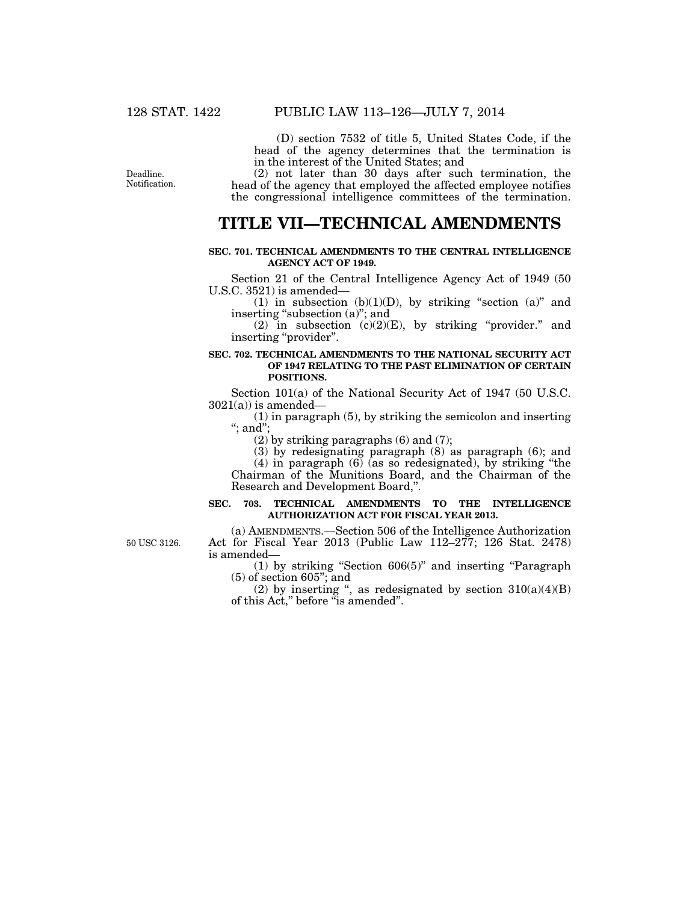(D) section 7532 of title 5, United States Code, if the head of the agency determines that the termination is in the interest of the United States; and

Deadline. Notification.

(2) not later than 30 days after such termination, the head of the agency that employed the affected employee notifies the congressional intelligence committees of the termination.

# TITLE VII—TECHNICAL AMENDMENTS

### SEC. 701. TECHNICAL AMENDMENTS TO THE CENTRAL INTELLIGENCE AGENCY ACT OF 1949.

Section 21 of the Central Intelligence Agency Act of 1949 (50 U.S.C. 3521) is amended—

(1) in subsection (b)(1)(D), by striking "section (a)" and inserting "subsection (a)"; and

(2) in subsection (c)(2)(E), by striking "provider." and inserting "provider".

### SEC. 702. TECHNICAL AMENDMENTS TO THE NATIONAL SECURITY ACT OF 1947 RELATING TO THE PAST ELIMINATION OF CERTAIN POSITIONS.

Section 101(a) of the National Security Act of 1947 (50 U.S.C. 3021(a)) is amended—

(1) in paragraph (5), by striking the semicolon and inserting "; and";

(2) by striking paragraphs (6) and (7);

(3) by redesignating paragraph (8) as paragraph (6); and

(4) in paragraph (6) (as so redesignated), by striking "the Chairman of the Munitions Board, and the Chairman of the Research and Development Board,".

### SEC. 703. TECHNICAL AMENDMENTS TO THE INTELLIGENCE AUTHORIZATION ACT FOR FISCAL YEAR 2013.

50 USC 3126.

(a) AMENDMENTS.—Section 506 of the Intelligence Authorization Act for Fiscal Year 2013 (Public Law 112–277; 126 Stat. 2478) is amended—

(1) by striking "Section 606(5)" and inserting "Paragraph (5) of section 605"; and

(2) by inserting ", as redesignated by section 310(a)(4)(B) of this Act," before "is amended".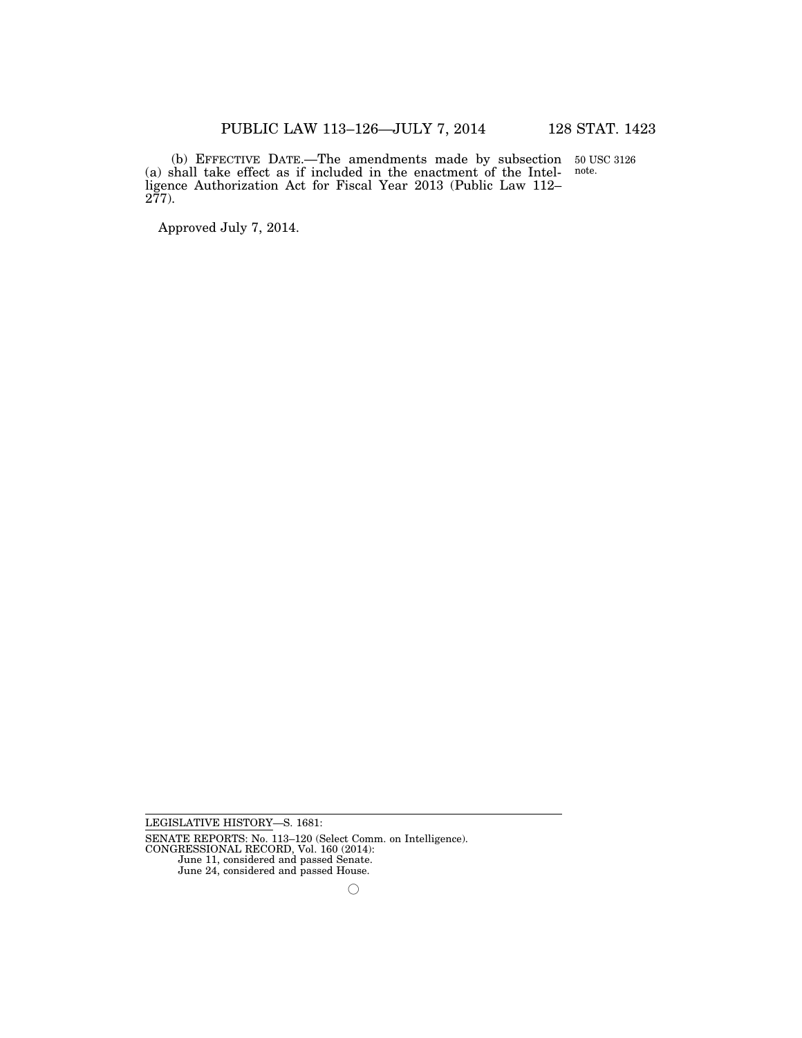(b) EFFECTIVE DATE.—The amendments made by subsection (a) shall take effect as if included in the enactment of the Intelligence Authorization Act for Fiscal Year 2013 (Public Law 112–277).

50 USC 3126 note.

Approved July 7, 2014.

---

LEGISLATIVE HISTORY—S. 1681:

SENATE REPORTS: No. 113–120 (Select Comm. on Intelligence).
CONGRESSIONAL RECORD, Vol. 160 (2014):
June 11, considered and passed Senate.
June 24, considered and passed House.